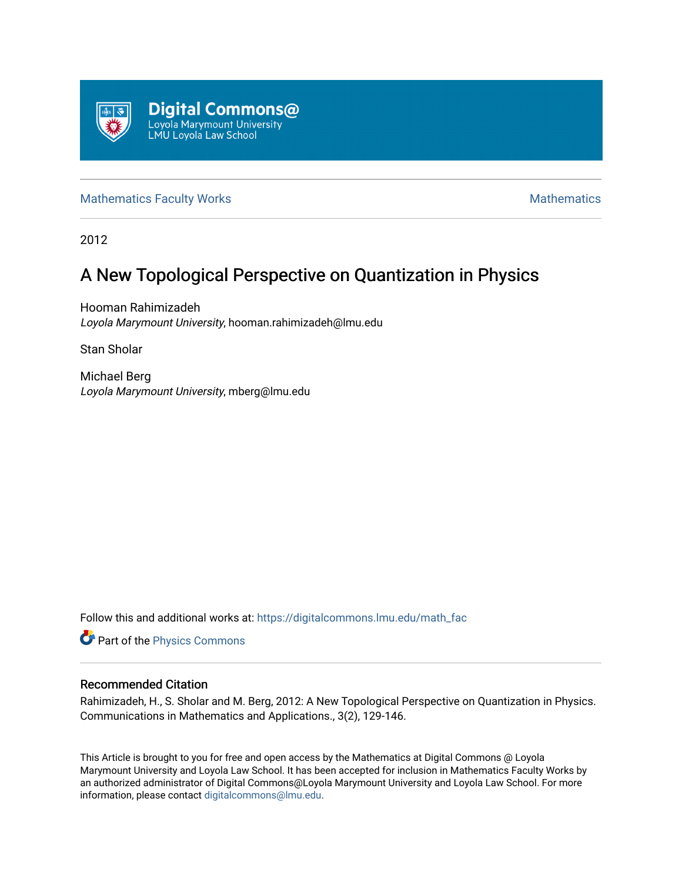Digital Commons@
Loyola Marymount University
LMU Loyola Law School

Mathematics Faculty Works | Mathematics

2012

# A New Topological Perspective on Quantization in Physics

Hooman Rahimizadeh
*Loyola Marymount University*, hooman.rahimizadeh@lmu.edu

Stan Sholar

Michael Berg
*Loyola Marymount University*, mberg@lmu.edu

Follow this and additional works at: https://digitalcommons.lmu.edu/math_fac

Part of the Physics Commons

## Recommended Citation

Rahimizadeh, H., S. Sholar and M. Berg, 2012: A New Topological Perspective on Quantization in Physics. Communications in Mathematics and Applications., 3(2), 129-146.

This Article is brought to you for free and open access by the Mathematics at Digital Commons @ Loyola Marymount University and Loyola Law School. It has been accepted for inclusion in Mathematics Faculty Works by an authorized administrator of Digital Commons@Loyola Marymount University and Loyola Law School. For more information, please contact digitalcommons@lmu.edu.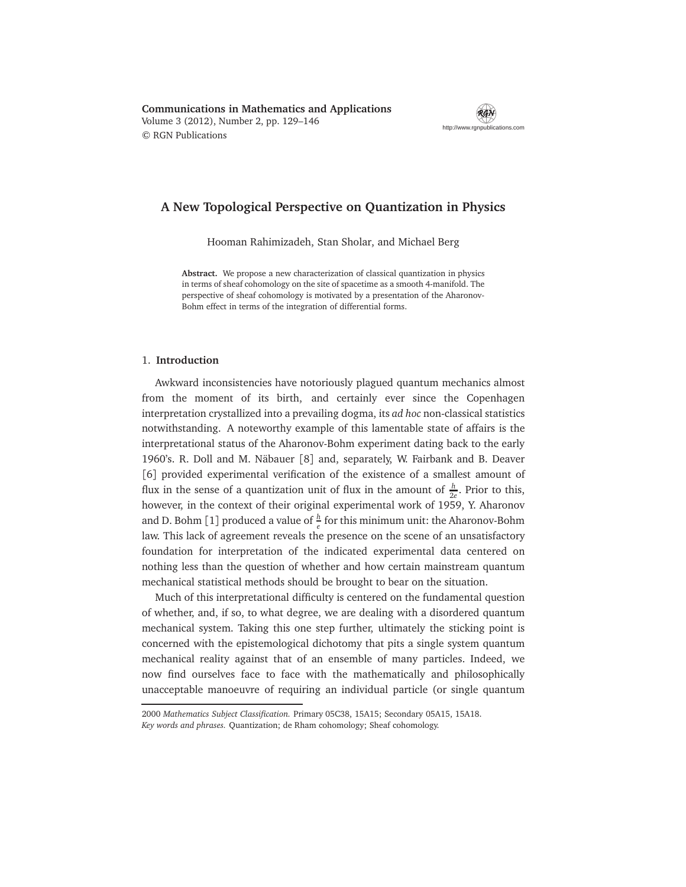**Communications in Mathematics and Applications**
Volume 3 (2012), Number 2, pp. 129–146
© RGN Publications

http://www.rgnpublications.com

# A New Topological Perspective on Quantization in Physics

Hooman Rahimizadeh, Stan Sholar, and Michael Berg

**Abstract.** We propose a new characterization of classical quantization in physics in terms of sheaf cohomology on the site of spacetime as a smooth 4-manifold. The perspective of sheaf cohomology is motivated by a presentation of the Aharonov-Bohm effect in terms of the integration of differential forms.

## 1. Introduction

Awkward inconsistencies have notoriously plagued quantum mechanics almost from the moment of its birth, and certainly ever since the Copenhagen interpretation crystallized into a prevailing dogma, its *ad hoc* non-classical statistics notwithstanding. A noteworthy example of this lamentable state of affairs is the interpretational status of the Aharonov-Bohm experiment dating back to the early 1960's. R. Doll and M. Näbauer [8] and, separately, W. Fairbank and B. Deaver [6] provided experimental verification of the existence of a smallest amount of flux in the sense of a quantization unit of flux in the amount of $\frac{h}{2e}$. Prior to this, however, in the context of their original experimental work of 1959, Y. Aharonov and D. Bohm [1] produced a value of $\frac{h}{e}$ for this minimum unit: the Aharonov-Bohm law. This lack of agreement reveals the presence on the scene of an unsatisfactory foundation for interpretation of the indicated experimental data centered on nothing less than the question of whether and how certain mainstream quantum mechanical statistical methods should be brought to bear on the situation.

Much of this interpretational difficulty is centered on the fundamental question of whether, and, if so, to what degree, we are dealing with a disordered quantum mechanical system. Taking this one step further, ultimately the sticking point is concerned with the epistemological dichotomy that pits a single system quantum mechanical reality against that of an ensemble of many particles. Indeed, we now find ourselves face to face with the mathematically and philosophically unacceptable manoeuvre of requiring an individual particle (or single quantum

---

2000 *Mathematics Subject Classification.* Primary 05C38, 15A15; Secondary 05A15, 15A18.
*Key words and phrases.* Quantization; de Rham cohomology; Sheaf cohomology.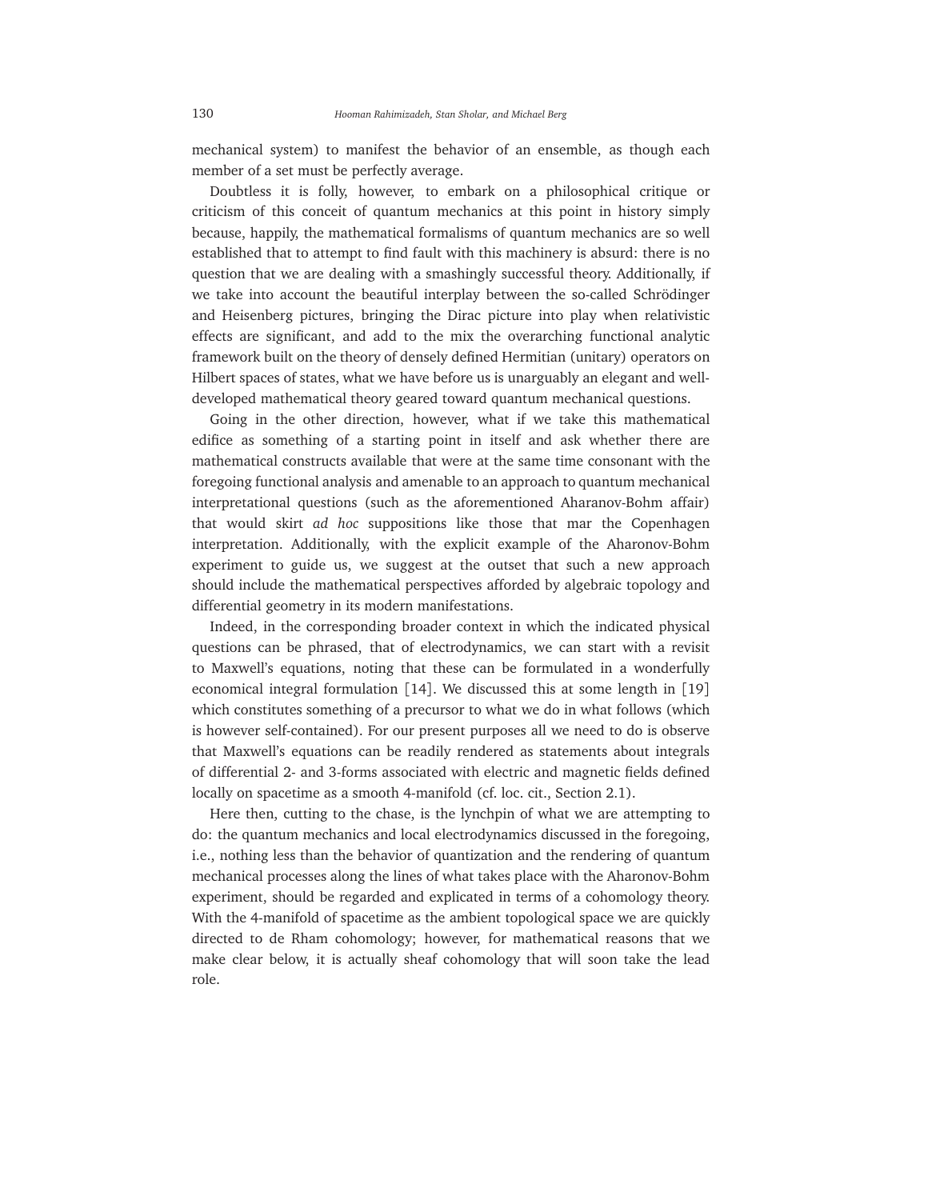mechanical system) to manifest the behavior of an ensemble, as though each member of a set must be perfectly average.

Doubtless it is folly, however, to embark on a philosophical critique or criticism of this conceit of quantum mechanics at this point in history simply because, happily, the mathematical formalisms of quantum mechanics are so well established that to attempt to find fault with this machinery is absurd: there is no question that we are dealing with a smashingly successful theory. Additionally, if we take into account the beautiful interplay between the so-called Schrödinger and Heisenberg pictures, bringing the Dirac picture into play when relativistic effects are significant, and add to the mix the overarching functional analytic framework built on the theory of densely defined Hermitian (unitary) operators on Hilbert spaces of states, what we have before us is unarguably an elegant and well-developed mathematical theory geared toward quantum mechanical questions.

Going in the other direction, however, what if we take this mathematical edifice as something of a starting point in itself and ask whether there are mathematical constructs available that were at the same time consonant with the foregoing functional analysis and amenable to an approach to quantum mechanical interpretational questions (such as the aforementioned Aharanov-Bohm affair) that would skirt *ad hoc* suppositions like those that mar the Copenhagen interpretation. Additionally, with the explicit example of the Aharonov-Bohm experiment to guide us, we suggest at the outset that such a new approach should include the mathematical perspectives afforded by algebraic topology and differential geometry in its modern manifestations.

Indeed, in the corresponding broader context in which the indicated physical questions can be phrased, that of electrodynamics, we can start with a revisit to Maxwell's equations, noting that these can be formulated in a wonderfully economical integral formulation [14]. We discussed this at some length in [19] which constitutes something of a precursor to what we do in what follows (which is however self-contained). For our present purposes all we need to do is observe that Maxwell's equations can be readily rendered as statements about integrals of differential 2- and 3-forms associated with electric and magnetic fields defined locally on spacetime as a smooth 4-manifold (cf. loc. cit., Section 2.1).

Here then, cutting to the chase, is the lynchpin of what we are attempting to do: the quantum mechanics and local electrodynamics discussed in the foregoing, i.e., nothing less than the behavior of quantization and the rendering of quantum mechanical processes along the lines of what takes place with the Aharonov-Bohm experiment, should be regarded and explicated in terms of a cohomology theory. With the 4-manifold of spacetime as the ambient topological space we are quickly directed to de Rham cohomology; however, for mathematical reasons that we make clear below, it is actually sheaf cohomology that will soon take the lead role.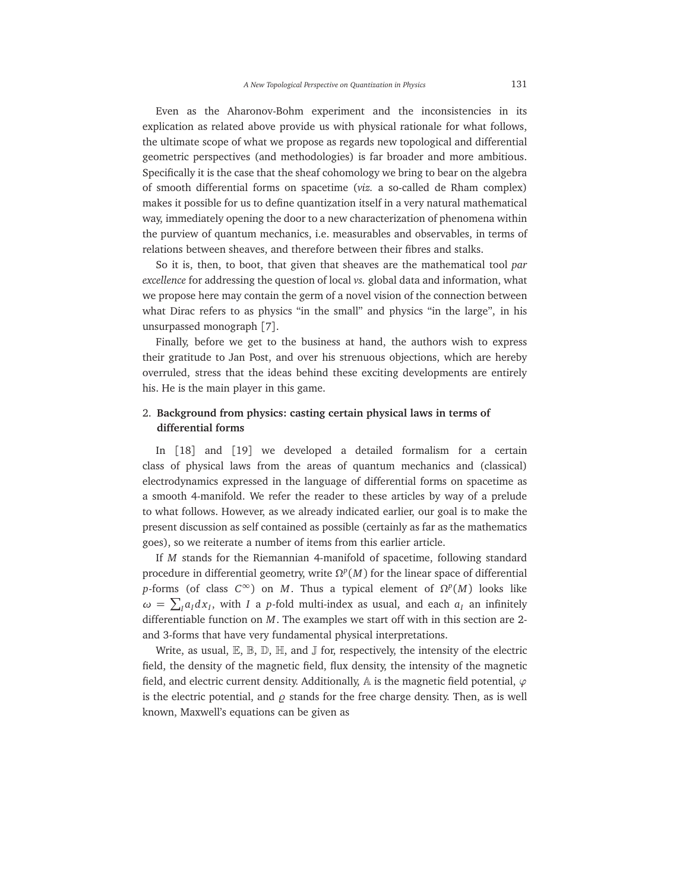Even as the Aharonov-Bohm experiment and the inconsistencies in its explication as related above provide us with physical rationale for what follows, the ultimate scope of what we propose as regards new topological and differential geometric perspectives (and methodologies) is far broader and more ambitious. Specifically it is the case that the sheaf cohomology we bring to bear on the algebra of smooth differential forms on spacetime (*viz.* a so-called de Rham complex) makes it possible for us to define quantization itself in a very natural mathematical way, immediately opening the door to a new characterization of phenomena within the purview of quantum mechanics, i.e. measurables and observables, in terms of relations between sheaves, and therefore between their fibres and stalks.

So it is, then, to boot, that given that sheaves are the mathematical tool *par excellence* for addressing the question of local *vs.* global data and information, what we propose here may contain the germ of a novel vision of the connection between what Dirac refers to as physics "in the small" and physics "in the large", in his unsurpassed monograph [7].

Finally, before we get to the business at hand, the authors wish to express their gratitude to Jan Post, and over his strenuous objections, which are hereby overruled, stress that the ideas behind these exciting developments are entirely his. He is the main player in this game.

## 2. Background from physics: casting certain physical laws in terms of differential forms

In [18] and [19] we developed a detailed formalism for a certain class of physical laws from the areas of quantum mechanics and (classical) electrodynamics expressed in the language of differential forms on spacetime as a smooth 4-manifold. We refer the reader to these articles by way of a prelude to what follows. However, as we already indicated earlier, our goal is to make the present discussion as self contained as possible (certainly as far as the mathematics goes), so we reiterate a number of items from this earlier article.

If $M$ stands for the Riemannian 4-manifold of spacetime, following standard procedure in differential geometry, write $\Omega^p(M)$ for the linear space of differential $p$-forms (of class $C^\infty$) on $M$. Thus a typical element of $\Omega^p(M)$ looks like $\omega = \sum_I a_I dx_I$, with $I$ a $p$-fold multi-index as usual, and each $a_I$ an infinitely differentiable function on $M$. The examples we start off with in this section are 2- and 3-forms that have very fundamental physical interpretations.

Write, as usual, $\mathbb{E}$, $\mathbb{B}$, $\mathbb{D}$, $\mathbb{H}$, and $\mathbb{J}$ for, respectively, the intensity of the electric field, the density of the magnetic field, flux density, the intensity of the magnetic field, and electric current density. Additionally, $\mathbb{A}$ is the magnetic field potential, $\varphi$ is the electric potential, and $\varrho$ stands for the free charge density. Then, as is well known, Maxwell's equations can be given as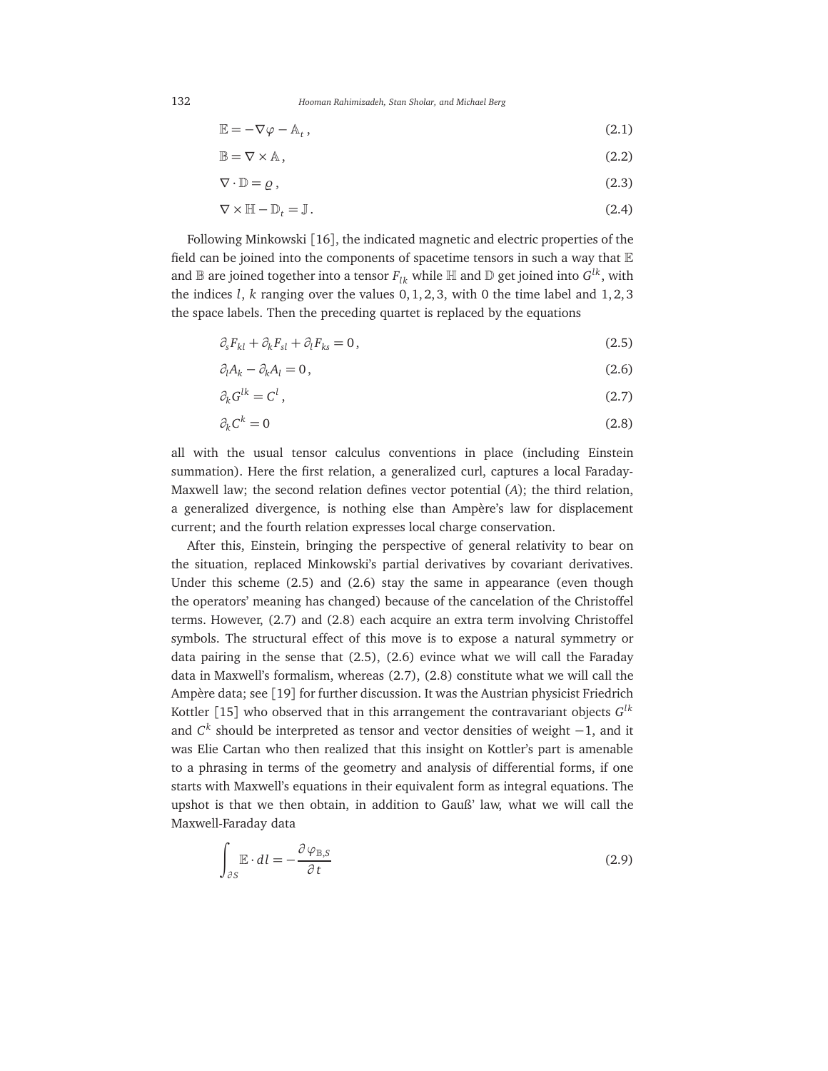$$\mathbb{E} = -\nabla\varphi - \mathbb{A}_t\,, \tag{2.1}$$

$$\mathbb{B} = \nabla \times \mathbb{A}\,, \tag{2.2}$$

$$\nabla \cdot \mathbb{D} = \varrho\,, \tag{2.3}$$

$$\nabla \times \mathbb{H} - \mathbb{D}_t = \mathbb{J}\,. \tag{2.4}$$

Following Minkowski [16], the indicated magnetic and electric properties of the field can be joined into the components of spacetime tensors in such a way that $\mathbb{E}$ and $\mathbb{B}$ are joined together into a tensor $F_{lk}$ while $\mathbb{H}$ and $\mathbb{D}$ get joined into $G^{lk}$, with the indices $l$, $k$ ranging over the values $0, 1, 2, 3$, with 0 the time label and $1, 2, 3$ the space labels. Then the preceding quartet is replaced by the equations

$$\partial_s F_{kl} + \partial_k F_{sl} + \partial_l F_{ks} = 0\,, \tag{2.5}$$

$$\partial_l A_k - \partial_k A_l = 0\,, \tag{2.6}$$

$$\partial_k G^{lk} = C^l\,, \tag{2.7}$$

$$\partial_k C^k = 0 \tag{2.8}$$

all with the usual tensor calculus conventions in place (including Einstein summation). Here the first relation, a generalized curl, captures a local Faraday-Maxwell law; the second relation defines vector potential ($A$); the third relation, a generalized divergence, is nothing else than Ampère's law for displacement current; and the fourth relation expresses local charge conservation.

After this, Einstein, bringing the perspective of general relativity to bear on the situation, replaced Minkowski's partial derivatives by covariant derivatives. Under this scheme (2.5) and (2.6) stay the same in appearance (even though the operators' meaning has changed) because of the cancelation of the Christoffel terms. However, (2.7) and (2.8) each acquire an extra term involving Christoffel symbols. The structural effect of this move is to expose a natural symmetry or data pairing in the sense that (2.5), (2.6) evince what we will call the Faraday data in Maxwell's formalism, whereas (2.7), (2.8) constitute what we will call the Ampère data; see [19] for further discussion. It was the Austrian physicist Friedrich Kottler [15] who observed that in this arrangement the contravariant objects $G^{lk}$ and $C^k$ should be interpreted as tensor and vector densities of weight $-1$, and it was Elie Cartan who then realized that this insight on Kottler's part is amenable to a phrasing in terms of the geometry and analysis of differential forms, if one starts with Maxwell's equations in their equivalent form as integral equations. The upshot is that we then obtain, in addition to Gauß' law, what we will call the Maxwell-Faraday data

$$\int_{\partial S} \mathbb{E} \cdot dl = -\frac{\partial \varphi_{\mathbb{B},S}}{\partial t} \tag{2.9}$$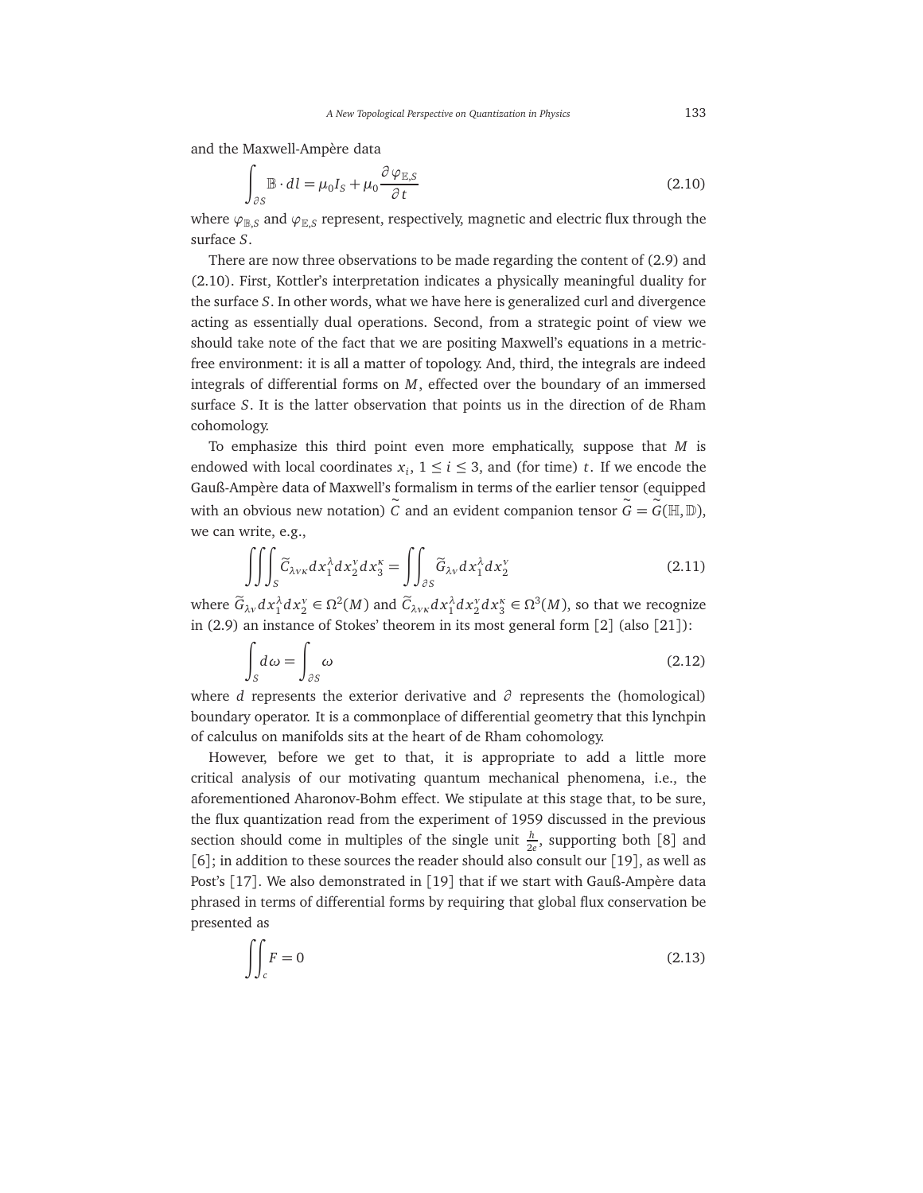and the Maxwell-Ampère data

$$\int_{\partial S} \mathbb{B} \cdot dl = \mu_0 I_S + \mu_0 \frac{\partial \varphi_{\mathbb{E},S}}{\partial t} \tag{2.10}$$

where $\varphi_{\mathbb{B},S}$ and $\varphi_{\mathbb{E},S}$ represent, respectively, magnetic and electric flux through the surface $S$.

There are now three observations to be made regarding the content of (2.9) and (2.10). First, Kottler's interpretation indicates a physically meaningful duality for the surface $S$. In other words, what we have here is generalized curl and divergence acting as essentially dual operations. Second, from a strategic point of view we should take note of the fact that we are positing Maxwell's equations in a metric-free environment: it is all a matter of topology. And, third, the integrals are indeed integrals of differential forms on $M$, effected over the boundary of an immersed surface $S$. It is the latter observation that points us in the direction of de Rham cohomology.

To emphasize this third point even more emphatically, suppose that $M$ is endowed with local coordinates $x_i$, $1 \leq i \leq 3$, and (for time) $t$. If we encode the Gauß-Ampère data of Maxwell's formalism in terms of the earlier tensor (equipped with an obvious new notation) $\widetilde{C}$ and an evident companion tensor $\widetilde{G} = \widetilde{G}(\mathbb{H}, \mathbb{D})$, we can write, e.g.,

$$\iiint_S \widetilde{C}_{\lambda\nu\kappa} dx_1^\lambda dx_2^\nu dx_3^\kappa = \iint_{\partial S} \widetilde{G}_{\lambda\nu} dx_1^\lambda dx_2^\nu \tag{2.11}$$

where $\widetilde{G}_{\lambda\nu} dx_1^\lambda dx_2^\nu \in \Omega^2(M)$ and $\widetilde{C}_{\lambda\nu\kappa} dx_1^\lambda dx_2^\nu dx_3^\kappa \in \Omega^3(M)$, so that we recognize in (2.9) an instance of Stokes' theorem in its most general form [2] (also [21]):

$$\int_S d\omega = \int_{\partial S} \omega \tag{2.12}$$

where $d$ represents the exterior derivative and $\partial$ represents the (homological) boundary operator. It is a commonplace of differential geometry that this lynchpin of calculus on manifolds sits at the heart of de Rham cohomology.

However, before we get to that, it is appropriate to add a little more critical analysis of our motivating quantum mechanical phenomena, i.e., the aforementioned Aharonov-Bohm effect. We stipulate at this stage that, to be sure, the flux quantization read from the experiment of 1959 discussed in the previous section should come in multiples of the single unit $\frac{h}{2e}$, supporting both [8] and [6]; in addition to these sources the reader should also consult our [19], as well as Post's [17]. We also demonstrated in [19] that if we start with Gauß-Ampère data phrased in terms of differential forms by requiring that global flux conservation be presented as

$$\iint_c F = 0 \tag{2.13}$$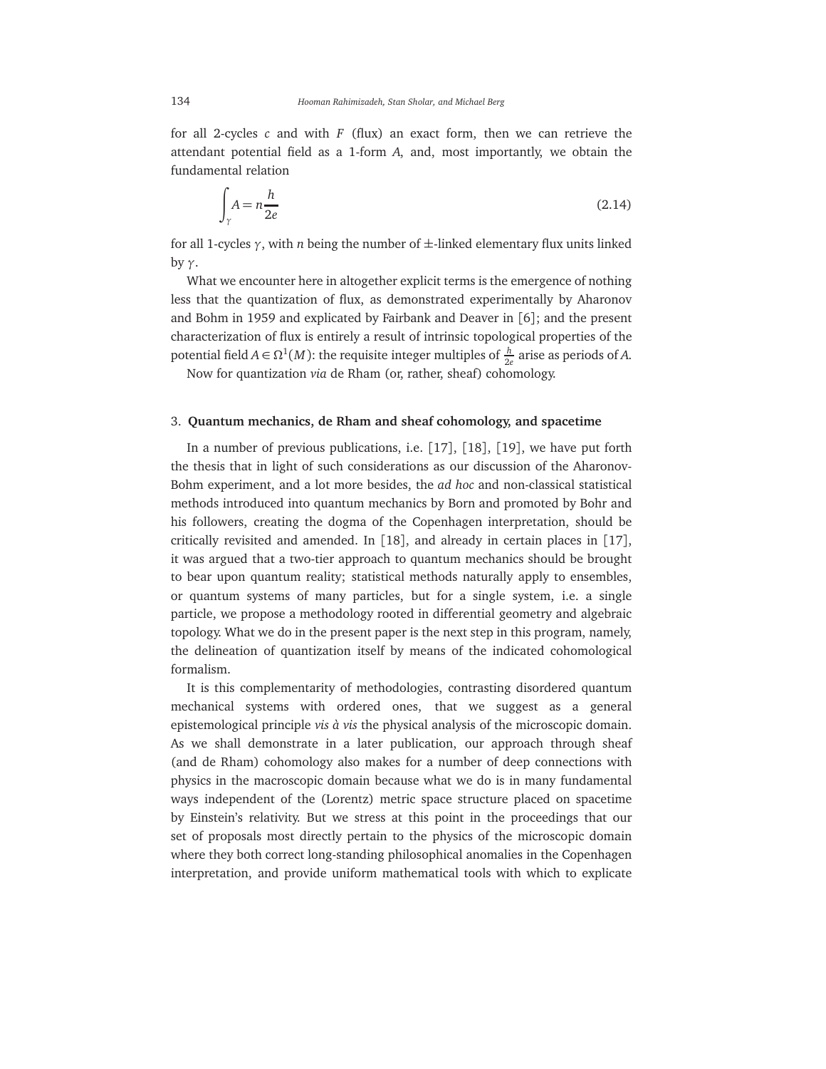for all 2-cycles $c$ and with $F$ (flux) an exact form, then we can retrieve the attendant potential field as a 1-form $A$, and, most importantly, we obtain the fundamental relation

$$\int_{\gamma} A = n\frac{h}{2e} \tag{2.14}$$

for all 1-cycles $\gamma$, with $n$ being the number of $\pm$-linked elementary flux units linked by $\gamma$.

What we encounter here in altogether explicit terms is the emergence of nothing less that the quantization of flux, as demonstrated experimentally by Aharonov and Bohm in 1959 and explicated by Fairbank and Deaver in [6]; and the present characterization of flux is entirely a result of intrinsic topological properties of the potential field $A \in \Omega^1(M)$: the requisite integer multiples of $\frac{h}{2e}$ arise as periods of $A$.

Now for quantization *via* de Rham (or, rather, sheaf) cohomology.

## 3. **Quantum mechanics, de Rham and sheaf cohomology, and spacetime**

In a number of previous publications, i.e. [17], [18], [19], we have put forth the thesis that in light of such considerations as our discussion of the Aharonov-Bohm experiment, and a lot more besides, the *ad hoc* and non-classical statistical methods introduced into quantum mechanics by Born and promoted by Bohr and his followers, creating the dogma of the Copenhagen interpretation, should be critically revisited and amended. In [18], and already in certain places in [17], it was argued that a two-tier approach to quantum mechanics should be brought to bear upon quantum reality; statistical methods naturally apply to ensembles, or quantum systems of many particles, but for a single system, i.e. a single particle, we propose a methodology rooted in differential geometry and algebraic topology. What we do in the present paper is the next step in this program, namely, the delineation of quantization itself by means of the indicated cohomological formalism.

It is this complementarity of methodologies, contrasting disordered quantum mechanical systems with ordered ones, that we suggest as a general epistemological principle *vis à vis* the physical analysis of the microscopic domain. As we shall demonstrate in a later publication, our approach through sheaf (and de Rham) cohomology also makes for a number of deep connections with physics in the macroscopic domain because what we do is in many fundamental ways independent of the (Lorentz) metric space structure placed on spacetime by Einstein's relativity. But we stress at this point in the proceedings that our set of proposals most directly pertain to the physics of the microscopic domain where they both correct long-standing philosophical anomalies in the Copenhagen interpretation, and provide uniform mathematical tools with which to explicate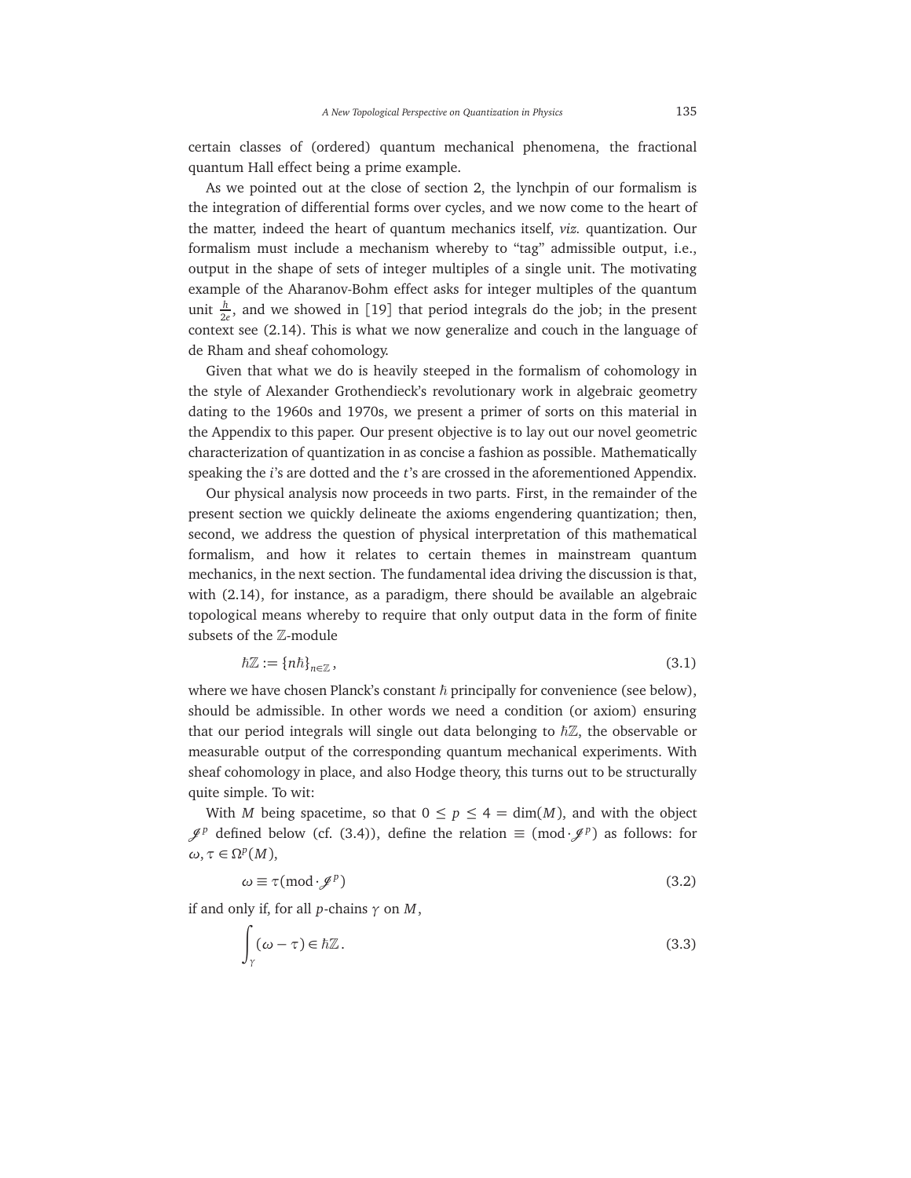certain classes of (ordered) quantum mechanical phenomena, the fractional quantum Hall effect being a prime example.

As we pointed out at the close of section 2, the lynchpin of our formalism is the integration of differential forms over cycles, and we now come to the heart of the matter, indeed the heart of quantum mechanics itself, *viz.* quantization. Our formalism must include a mechanism whereby to "tag" admissible output, i.e., output in the shape of sets of integer multiples of a single unit. The motivating example of the Aharanov-Bohm effect asks for integer multiples of the quantum unit $\frac{h}{2e}$, and we showed in [19] that period integrals do the job; in the present context see (2.14). This is what we now generalize and couch in the language of de Rham and sheaf cohomology.

Given that what we do is heavily steeped in the formalism of cohomology in the style of Alexander Grothendieck's revolutionary work in algebraic geometry dating to the 1960s and 1970s, we present a primer of sorts on this material in the Appendix to this paper. Our present objective is to lay out our novel geometric characterization of quantization in as concise a fashion as possible. Mathematically speaking the *i*'s are dotted and the *t*'s are crossed in the aforementioned Appendix.

Our physical analysis now proceeds in two parts. First, in the remainder of the present section we quickly delineate the axioms engendering quantization; then, second, we address the question of physical interpretation of this mathematical formalism, and how it relates to certain themes in mainstream quantum mechanics, in the next section. The fundamental idea driving the discussion is that, with (2.14), for instance, as a paradigm, there should be available an algebraic topological means whereby to require that only output data in the form of finite subsets of the $\mathbb{Z}$-module

$$\hbar\mathbb{Z} := \{n\hbar\}_{n\in\mathbb{Z}}, \tag{3.1}$$

where we have chosen Planck's constant $\hbar$ principally for convenience (see below), should be admissible. In other words we need a condition (or axiom) ensuring that our period integrals will single out data belonging to $\hbar\mathbb{Z}$, the observable or measurable output of the corresponding quantum mechanical experiments. With sheaf cohomology in place, and also Hodge theory, this turns out to be structurally quite simple. To wit:

With $M$ being spacetime, so that $0 \leq p \leq 4 = \dim(M)$, and with the object $\mathscr{J}^p$ defined below (cf. (3.4)), define the relation $\equiv (\mathrm{mod}\cdot\mathscr{J}^p)$ as follows: for $\omega, \tau \in \Omega^p(M)$,

$$\omega \equiv \tau(\mathrm{mod}\cdot\mathscr{J}^p) \tag{3.2}$$

if and only if, for all $p$-chains $\gamma$ on $M$,

$$\int_\gamma (\omega - \tau) \in \hbar\mathbb{Z}. \tag{3.3}$$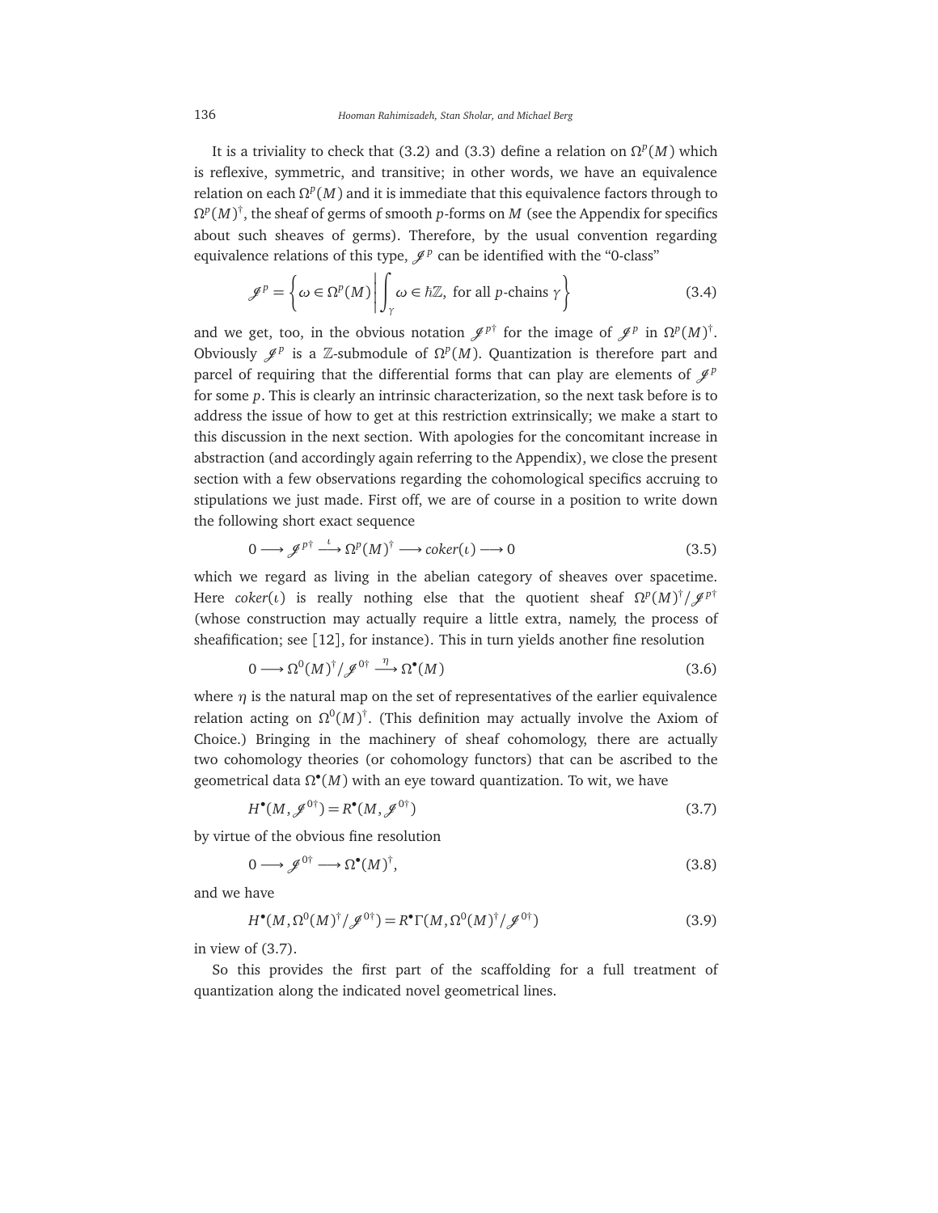It is a triviality to check that (3.2) and (3.3) define a relation on $\Omega^p(M)$ which is reflexive, symmetric, and transitive; in other words, we have an equivalence relation on each $\Omega^p(M)$ and it is immediate that this equivalence factors through to $\Omega^p(M)^\dagger$, the sheaf of germs of smooth $p$-forms on $M$ (see the Appendix for specifics about such sheaves of germs). Therefore, by the usual convention regarding equivalence relations of this type, $\mathscr{J}^p$ can be identified with the "0-class"

$$\mathscr{J}^p = \left\{ \omega \in \Omega^p(M) \,\middle|\, \int_\gamma \omega \in \hbar\mathbb{Z}, \text{ for all } p\text{-chains } \gamma \right\} \tag{3.4}$$

and we get, too, in the obvious notation $\mathscr{J}^{p\dagger}$ for the image of $\mathscr{J}^p$ in $\Omega^p(M)^\dagger$. Obviously $\mathscr{J}^p$ is a $\mathbb{Z}$-submodule of $\Omega^p(M)$. Quantization is therefore part and parcel of requiring that the differential forms that can play are elements of $\mathscr{J}^p$ for some $p$. This is clearly an intrinsic characterization, so the next task before is to address the issue of how to get at this restriction extrinsically; we make a start to this discussion in the next section. With apologies for the concomitant increase in abstraction (and accordingly again referring to the Appendix), we close the present section with a few observations regarding the cohomological specifics accruing to stipulations we just made. First off, we are of course in a position to write down the following short exact sequence

$$0 \longrightarrow \mathscr{J}^{p\dagger} \overset{\iota}{\longrightarrow} \Omega^p(M)^\dagger \longrightarrow coker(\iota) \longrightarrow 0 \tag{3.5}$$

which we regard as living in the abelian category of sheaves over spacetime. Here $coker(\iota)$ is really nothing else that the quotient sheaf $\Omega^p(M)^\dagger/\mathscr{J}^{p\dagger}$ (whose construction may actually require a little extra, namely, the process of sheafification; see [12], for instance). This in turn yields another fine resolution

$$0 \longrightarrow \Omega^0(M)^\dagger/\mathscr{J}^{0\dagger} \overset{\eta}{\longrightarrow} \Omega^\bullet(M) \tag{3.6}$$

where $\eta$ is the natural map on the set of representatives of the earlier equivalence relation acting on $\Omega^0(M)^\dagger$. (This definition may actually involve the Axiom of Choice.) Bringing in the machinery of sheaf cohomology, there are actually two cohomology theories (or cohomology functors) that can be ascribed to the geometrical data $\Omega^\bullet(M)$ with an eye toward quantization. To wit, we have

$$H^\bullet(M, \mathscr{J}^{0\dagger}) = R^\bullet(M, \mathscr{J}^{0\dagger}) \tag{3.7}$$

by virtue of the obvious fine resolution

$$0 \longrightarrow \mathscr{J}^{0\dagger} \longrightarrow \Omega^\bullet(M)^\dagger, \tag{3.8}$$

and we have

$$H^\bullet(M, \Omega^0(M)^\dagger/\mathscr{J}^{0\dagger}) = R^\bullet\Gamma(M, \Omega^0(M)^\dagger/\mathscr{J}^{0\dagger}) \tag{3.9}$$

in view of (3.7).

So this provides the first part of the scaffolding for a full treatment of quantization along the indicated novel geometrical lines.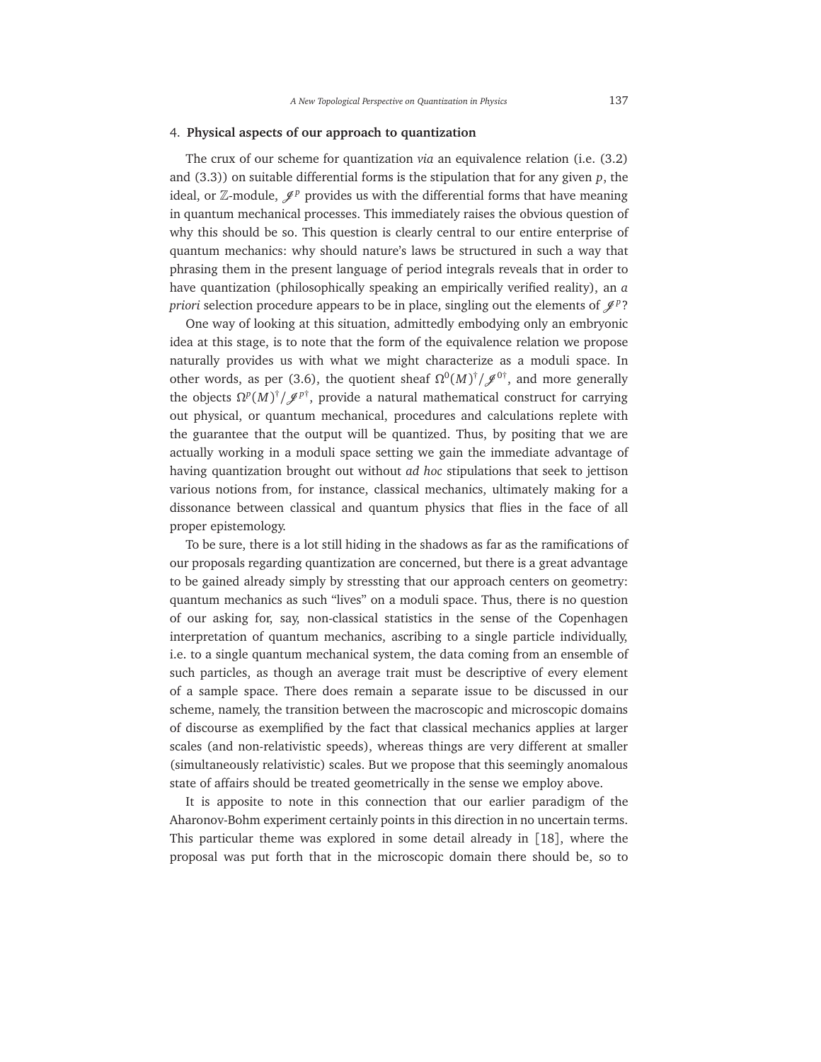## 4. **Physical aspects of our approach to quantization**

The crux of our scheme for quantization *via* an equivalence relation (i.e. (3.2) and (3.3)) on suitable differential forms is the stipulation that for any given $p$, the ideal, or $\mathbb{Z}$-module, $\mathscr{J}^p$ provides us with the differential forms that have meaning in quantum mechanical processes. This immediately raises the obvious question of why this should be so. This question is clearly central to our entire enterprise of quantum mechanics: why should nature's laws be structured in such a way that phrasing them in the present language of period integrals reveals that in order to have quantization (philosophically speaking an empirically verified reality), an *a priori* selection procedure appears to be in place, singling out the elements of $\mathscr{J}^p$?

One way of looking at this situation, admittedly embodying only an embryonic idea at this stage, is to note that the form of the equivalence relation we propose naturally provides us with what we might characterize as a moduli space. In other words, as per (3.6), the quotient sheaf $\Omega^0(M)^\dagger/\mathscr{J}^{0\dagger}$, and more generally the objects $\Omega^p(M)^\dagger/\mathscr{J}^{p\dagger}$, provide a natural mathematical construct for carrying out physical, or quantum mechanical, procedures and calculations replete with the guarantee that the output will be quantized. Thus, by positing that we are actually working in a moduli space setting we gain the immediate advantage of having quantization brought out without *ad hoc* stipulations that seek to jettison various notions from, for instance, classical mechanics, ultimately making for a dissonance between classical and quantum physics that flies in the face of all proper epistemology.

To be sure, there is a lot still hiding in the shadows as far as the ramifications of our proposals regarding quantization are concerned, but there is a great advantage to be gained already simply by stressting that our approach centers on geometry: quantum mechanics as such "lives" on a moduli space. Thus, there is no question of our asking for, say, non-classical statistics in the sense of the Copenhagen interpretation of quantum mechanics, ascribing to a single particle individually, i.e. to a single quantum mechanical system, the data coming from an ensemble of such particles, as though an average trait must be descriptive of every element of a sample space. There does remain a separate issue to be discussed in our scheme, namely, the transition between the macroscopic and microscopic domains of discourse as exemplified by the fact that classical mechanics applies at larger scales (and non-relativistic speeds), whereas things are very different at smaller (simultaneously relativistic) scales. But we propose that this seemingly anomalous state of affairs should be treated geometrically in the sense we employ above.

It is apposite to note in this connection that our earlier paradigm of the Aharonov-Bohm experiment certainly points in this direction in no uncertain terms. This particular theme was explored in some detail already in [18], where the proposal was put forth that in the microscopic domain there should be, so to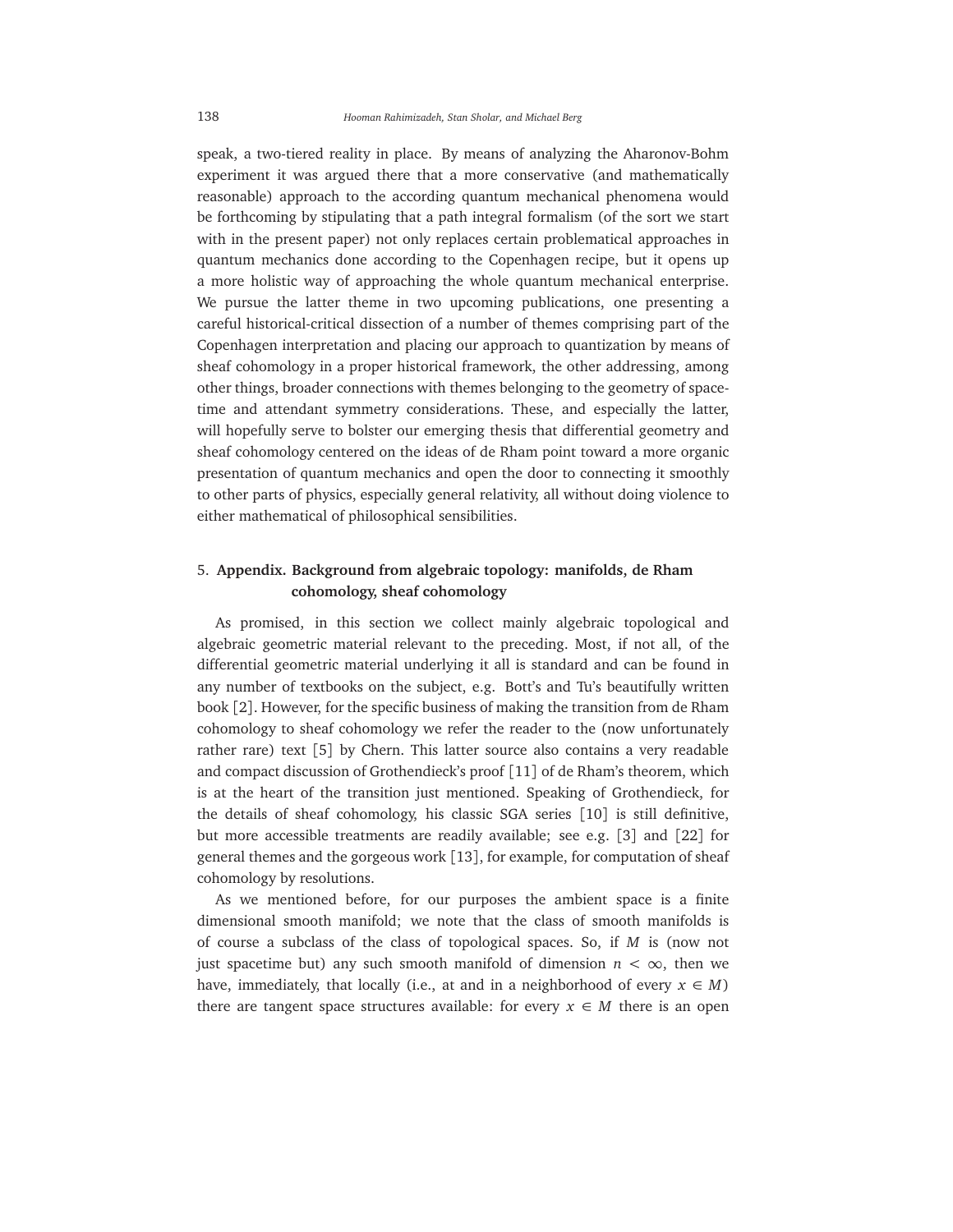speak, a two-tiered reality in place. By means of analyzing the Aharonov-Bohm experiment it was argued there that a more conservative (and mathematically reasonable) approach to the according quantum mechanical phenomena would be forthcoming by stipulating that a path integral formalism (of the sort we start with in the present paper) not only replaces certain problematical approaches in quantum mechanics done according to the Copenhagen recipe, but it opens up a more holistic way of approaching the whole quantum mechanical enterprise. We pursue the latter theme in two upcoming publications, one presenting a careful historical-critical dissection of a number of themes comprising part of the Copenhagen interpretation and placing our approach to quantization by means of sheaf cohomology in a proper historical framework, the other addressing, among other things, broader connections with themes belonging to the geometry of space-time and attendant symmetry considerations. These, and especially the latter, will hopefully serve to bolster our emerging thesis that differential geometry and sheaf cohomology centered on the ideas of de Rham point toward a more organic presentation of quantum mechanics and open the door to connecting it smoothly to other parts of physics, especially general relativity, all without doing violence to either mathematical of philosophical sensibilities.

## 5. Appendix. Background from algebraic topology: manifolds, de Rham cohomology, sheaf cohomology

As promised, in this section we collect mainly algebraic topological and algebraic geometric material relevant to the preceding. Most, if not all, of the differential geometric material underlying it all is standard and can be found in any number of textbooks on the subject, e.g. Bott's and Tu's beautifully written book [2]. However, for the specific business of making the transition from de Rham cohomology to sheaf cohomology we refer the reader to the (now unfortunately rather rare) text [5] by Chern. This latter source also contains a very readable and compact discussion of Grothendieck's proof [11] of de Rham's theorem, which is at the heart of the transition just mentioned. Speaking of Grothendieck, for the details of sheaf cohomology, his classic SGA series [10] is still definitive, but more accessible treatments are readily available; see e.g. [3] and [22] for general themes and the gorgeous work [13], for example, for computation of sheaf cohomology by resolutions.

As we mentioned before, for our purposes the ambient space is a finite dimensional smooth manifold; we note that the class of smooth manifolds is of course a subclass of the class of topological spaces. So, if $M$ is (now not just spacetime but) any such smooth manifold of dimension $n < \infty$, then we have, immediately, that locally (i.e., at and in a neighborhood of every $x \in M$) there are tangent space structures available: for every $x \in M$ there is an open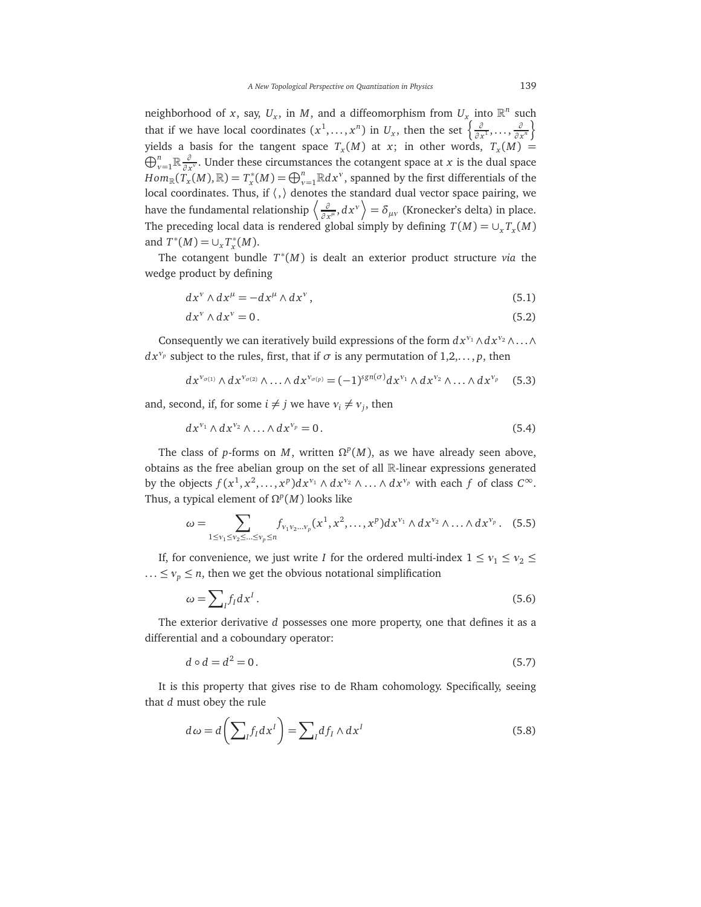neighborhood of $x$, say, $U_x$, in $M$, and a diffeomorphism from $U_x$ into $\mathbb{R}^n$ such that if we have local coordinates $(x^1, \ldots, x^n)$ in $U_x$, then the set $\left\{\frac{\partial}{\partial x^1}, \ldots, \frac{\partial}{\partial x^n}\right\}$ yields a basis for the tangent space $T_x(M)$ at $x$; in other words, $T_x(M) = \bigoplus_{\nu=1}^{n} \mathbb{R}\frac{\partial}{\partial x^\nu}$. Under these circumstances the cotangent space at $x$ is the dual space $Hom_{\mathbb{R}}(T_x(M), \mathbb{R}) = T_x^*(M) = \bigoplus_{\nu=1}^{n} \mathbb{R} dx^\nu$, spanned by the first differentials of the local coordinates. Thus, if $\langle , \rangle$ denotes the standard dual vector space pairing, we have the fundamental relationship $\left\langle \frac{\partial}{\partial x^\mu}, dx^\nu \right\rangle = \delta_{\mu\nu}$ (Kronecker's delta) in place. The preceding local data is rendered global simply by defining $T(M) = \cup_x T_x(M)$ and $T^*(M) = \cup_x T_x^*(M)$.

The cotangent bundle $T^*(M)$ is dealt an exterior product structure *via* the wedge product by defining

$$dx^\nu \wedge dx^\mu = -dx^\mu \wedge dx^\nu \,, \tag{5.1}$$

$$dx^\nu \wedge dx^\nu = 0 \,. \tag{5.2}$$

Consequently we can iteratively build expressions of the form $dx^{\nu_1} \wedge dx^{\nu_2} \wedge \ldots \wedge dx^{\nu_p}$ subject to the rules, first, that if $\sigma$ is any permutation of $1, 2, \ldots, p$, then

$$dx^{\nu_{\sigma(1)}} \wedge dx^{\nu_{\sigma(2)}} \wedge \ldots \wedge dx^{\nu_{\sigma(p)}} = (-1)^{sgn(\sigma)} dx^{\nu_1} \wedge dx^{\nu_2} \wedge \ldots \wedge dx^{\nu_p} \tag{5.3}$$

and, second, if, for some $i \neq j$ we have $\nu_i \neq \nu_j$, then

$$dx^{\nu_1} \wedge dx^{\nu_2} \wedge \ldots \wedge dx^{\nu_p} = 0 \,. \tag{5.4}$$

The class of $p$-forms on $M$, written $\Omega^p(M)$, as we have already seen above, obtains as the free abelian group on the set of all $\mathbb{R}$-linear expressions generated by the objects $f(x^1, x^2, \ldots, x^p) dx^{\nu_1} \wedge dx^{\nu_2} \wedge \ldots \wedge dx^{\nu_p}$ with each $f$ of class $C^\infty$. Thus, a typical element of $\Omega^p(M)$ looks like

$$\omega = \sum_{1 \leq \nu_1 \leq \nu_2 \leq \ldots \leq \nu_p \leq n} f_{\nu_1 \nu_2 \ldots \nu_p}(x^1, x^2, \ldots, x^p) dx^{\nu_1} \wedge dx^{\nu_2} \wedge \ldots \wedge dx^{\nu_p} \,. \tag{5.5}$$

If, for convenience, we just write $I$ for the ordered multi-index $1 \leq \nu_1 \leq \nu_2 \leq \ldots \leq \nu_p \leq n$, then we get the obvious notational simplification

$$\omega = \sum\nolimits_I f_I dx^I \,. \tag{5.6}$$

The exterior derivative $d$ possesses one more property, one that defines it as a differential and a coboundary operator:

$$d \circ d = d^2 = 0 \,. \tag{5.7}$$

It is this property that gives rise to de Rham cohomology. Specifically, seeing that $d$ must obey the rule

$$d\omega = d\left(\sum\nolimits_I f_I dx^I\right) = \sum\nolimits_I df_I \wedge dx^I \tag{5.8}$$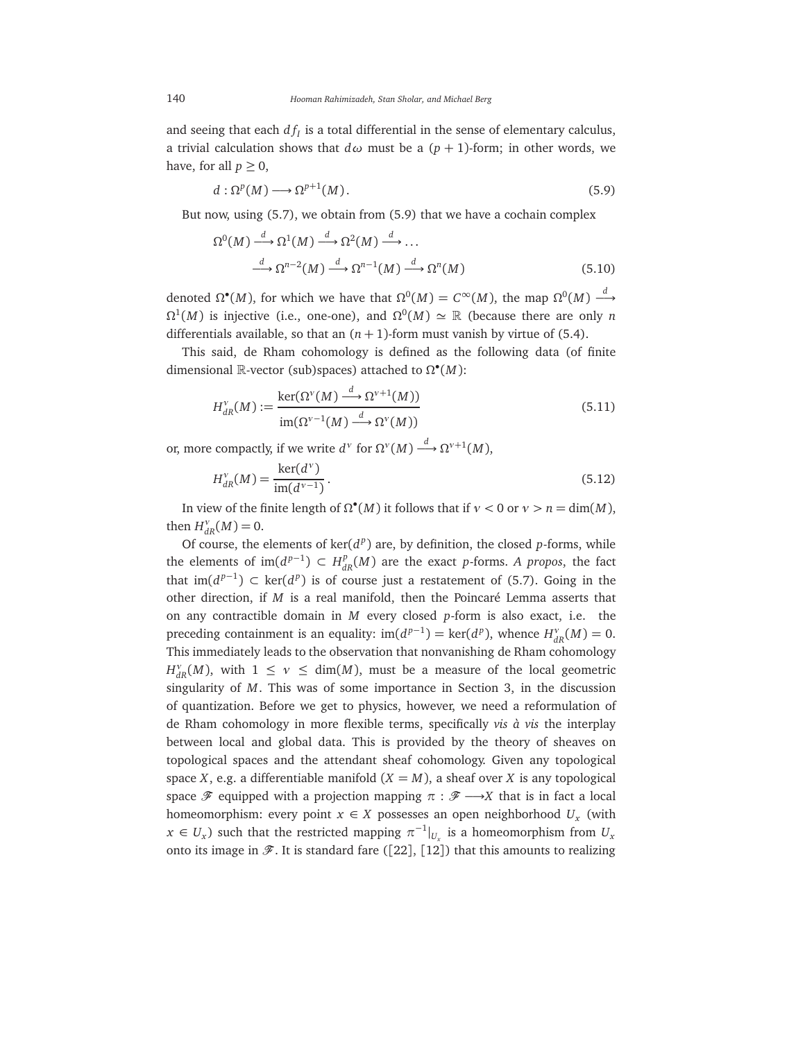and seeing that each $df_I$ is a total differential in the sense of elementary calculus, a trivial calculation shows that $d\omega$ must be a $(p+1)$-form; in other words, we have, for all $p \geq 0$,

$$d : \Omega^p(M) \longrightarrow \Omega^{p+1}(M). \tag{5.9}$$

But now, using (5.7), we obtain from (5.9) that we have a cochain complex

$$\Omega^0(M) \xrightarrow{d} \Omega^1(M) \xrightarrow{d} \Omega^2(M) \xrightarrow{d} \ldots$$
$$\xrightarrow{d} \Omega^{n-2}(M) \xrightarrow{d} \Omega^{n-1}(M) \xrightarrow{d} \Omega^n(M) \tag{5.10}$$

denoted $\Omega^\bullet(M)$, for which we have that $\Omega^0(M) = C^\infty(M)$, the map $\Omega^0(M) \xrightarrow{d} \Omega^1(M)$ is injective (i.e., one-one), and $\Omega^0(M) \simeq \mathbb{R}$ (because there are only $n$ differentials available, so that an $(n+1)$-form must vanish by virtue of (5.4).

This said, de Rham cohomology is defined as the following data (of finite dimensional $\mathbb{R}$-vector (sub)spaces) attached to $\Omega^\bullet(M)$:

$$H^\nu_{dR}(M) := \frac{\ker(\Omega^\nu(M) \xrightarrow{d} \Omega^{\nu+1}(M))}{\operatorname{im}(\Omega^{\nu-1}(M) \xrightarrow{d} \Omega^\nu(M))} \tag{5.11}$$

or, more compactly, if we write $d^\nu$ for $\Omega^\nu(M) \xrightarrow{d} \Omega^{\nu+1}(M)$,

$$H^\nu_{dR}(M) = \frac{\ker(d^\nu)}{\operatorname{im}(d^{\nu-1})}. \tag{5.12}$$

In view of the finite length of $\Omega^\bullet(M)$ it follows that if $\nu < 0$ or $\nu > n = \dim(M)$, then $H^\nu_{dR}(M) = 0$.

Of course, the elements of $\ker(d^p)$ are, by definition, the closed $p$-forms, while the elements of $\operatorname{im}(d^{p-1}) \subset H^p_{dR}(M)$ are the exact $p$-forms. *A propos*, the fact that $\operatorname{im}(d^{p-1}) \subset \ker(d^p)$ is of course just a restatement of (5.7). Going in the other direction, if $M$ is a real manifold, then the Poincaré Lemma asserts that on any contractible domain in $M$ every closed $p$-form is also exact, i.e. the preceding containment is an equality: $\operatorname{im}(d^{p-1}) = \ker(d^p)$, whence $H^\nu_{dR}(M) = 0$. This immediately leads to the observation that nonvanishing de Rham cohomology $H^\nu_{dR}(M)$, with $1 \leq \nu \leq \dim(M)$, must be a measure of the local geometric singularity of $M$. This was of some importance in Section 3, in the discussion of quantization. Before we get to physics, however, we need a reformulation of de Rham cohomology in more flexible terms, specifically *vis à vis* the interplay between local and global data. This is provided by the theory of sheaves on topological spaces and the attendant sheaf cohomology. Given any topological space $X$, e.g. a differentiable manifold ($X = M$), a sheaf over $X$ is any topological space $\mathscr{F}$ equipped with a projection mapping $\pi : \mathscr{F} \longrightarrow X$ that is in fact a local homeomorphism: every point $x \in X$ possesses an open neighborhood $U_x$ (with $x \in U_x$) such that the restricted mapping $\pi^{-1}|_{U_x}$ is a homeomorphism from $U_x$ onto its image in $\mathscr{F}$. It is standard fare ([22], [12]) that this amounts to realizing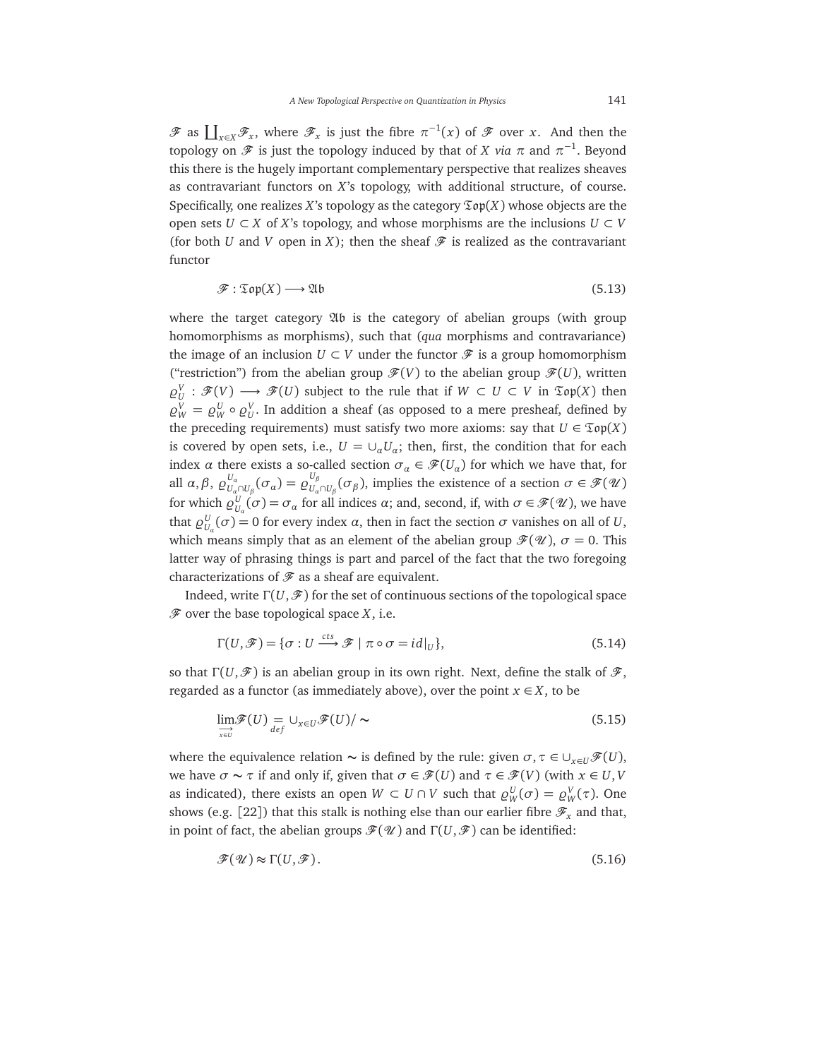$\mathscr{F}$ as $\coprod_{x\in X}\mathscr{F}_x$, where $\mathscr{F}_x$ is just the fibre $\pi^{-1}(x)$ of $\mathscr{F}$ over $x$. And then the topology on $\mathscr{F}$ is just the topology induced by that of $X$ *via* $\pi$ and $\pi^{-1}$. Beyond this there is the hugely important complementary perspective that realizes sheaves as contravariant functors on $X$'s topology, with additional structure, of course. Specifically, one realizes $X$'s topology as the category $\mathfrak{Top}(X)$ whose objects are the open sets $U \subset X$ of $X$'s topology, and whose morphisms are the inclusions $U \subset V$ (for both $U$ and $V$ open in $X$); then the sheaf $\mathscr{F}$ is realized as the contravariant functor

$$\mathscr{F} : \mathfrak{Top}(X) \longrightarrow \mathfrak{Ab} \tag{5.13}$$

where the target category $\mathfrak{Ab}$ is the category of abelian groups (with group homomorphisms as morphisms), such that (*qua* morphisms and contravariance) the image of an inclusion $U \subset V$ under the functor $\mathscr{F}$ is a group homomorphism ("restriction") from the abelian group $\mathscr{F}(V)$ to the abelian group $\mathscr{F}(U)$, written $\varrho_U^V : \mathscr{F}(V) \longrightarrow \mathscr{F}(U)$ subject to the rule that if $W \subset U \subset V$ in $\mathfrak{Top}(X)$ then $\varrho_W^V = \varrho_W^U \circ \varrho_U^V$. In addition a sheaf (as opposed to a mere presheaf, defined by the preceding requirements) must satisfy two more axioms: say that $U \in \mathfrak{Top}(X)$ is covered by open sets, i.e., $U = \cup_\alpha U_\alpha$; then, first, the condition that for each index $\alpha$ there exists a so-called section $\sigma_\alpha \in \mathscr{F}(U_\alpha)$ for which we have that, for all $\alpha, \beta$, $\varrho^{U_\alpha}_{U_\alpha \cap U_\beta}(\sigma_\alpha) = \varrho^{U_\beta}_{U_\alpha \cap U_\beta}(\sigma_\beta)$, implies the existence of a section $\sigma \in \mathscr{F}(\mathscr{U})$ for which $\varrho^U_{U_\alpha}(\sigma) = \sigma_\alpha$ for all indices $\alpha$; and, second, if, with $\sigma \in \mathscr{F}(\mathscr{U})$, we have that $\varrho^U_{U_\alpha}(\sigma) = 0$ for every index $\alpha$, then in fact the section $\sigma$ vanishes on all of $U$, which means simply that as an element of the abelian group $\mathscr{F}(\mathscr{U})$, $\sigma = 0$. This latter way of phrasing things is part and parcel of the fact that the two foregoing characterizations of $\mathscr{F}$ as a sheaf are equivalent.

Indeed, write $\Gamma(U, \mathscr{F})$ for the set of continuous sections of the topological space $\mathscr{F}$ over the base topological space $X$, i.e.

$$\Gamma(U, \mathscr{F}) = \{\sigma : U \xrightarrow{cts} \mathscr{F} \mid \pi \circ \sigma = id|_U\}, \tag{5.14}$$

so that $\Gamma(U, \mathscr{F})$ is an abelian group in its own right. Next, define the stalk of $\mathscr{F}$, regarded as a functor (as immediately above), over the point $x \in X$, to be

$$\varinjlim_{x\in U} \mathscr{F}(U) \underset{def}{=} \cup_{x\in U} \mathscr{F}(U)/\sim \tag{5.15}$$

where the equivalence relation $\sim$ is defined by the rule: given $\sigma, \tau \in \cup_{x\in U}\mathscr{F}(U)$, we have $\sigma \sim \tau$ if and only if, given that $\sigma \in \mathscr{F}(U)$ and $\tau \in \mathscr{F}(V)$ (with $x \in U, V$ as indicated), there exists an open $W \subset U \cap V$ such that $\varrho^U_W(\sigma) = \varrho^V_W(\tau)$. One shows (e.g. [22]) that this stalk is nothing else than our earlier fibre $\mathscr{F}_x$ and that, in point of fact, the abelian groups $\mathscr{F}(\mathscr{U})$ and $\Gamma(U, \mathscr{F})$ can be identified:

$$\mathscr{F}(\mathscr{U}) \approx \Gamma(U, \mathscr{F}). \tag{5.16}$$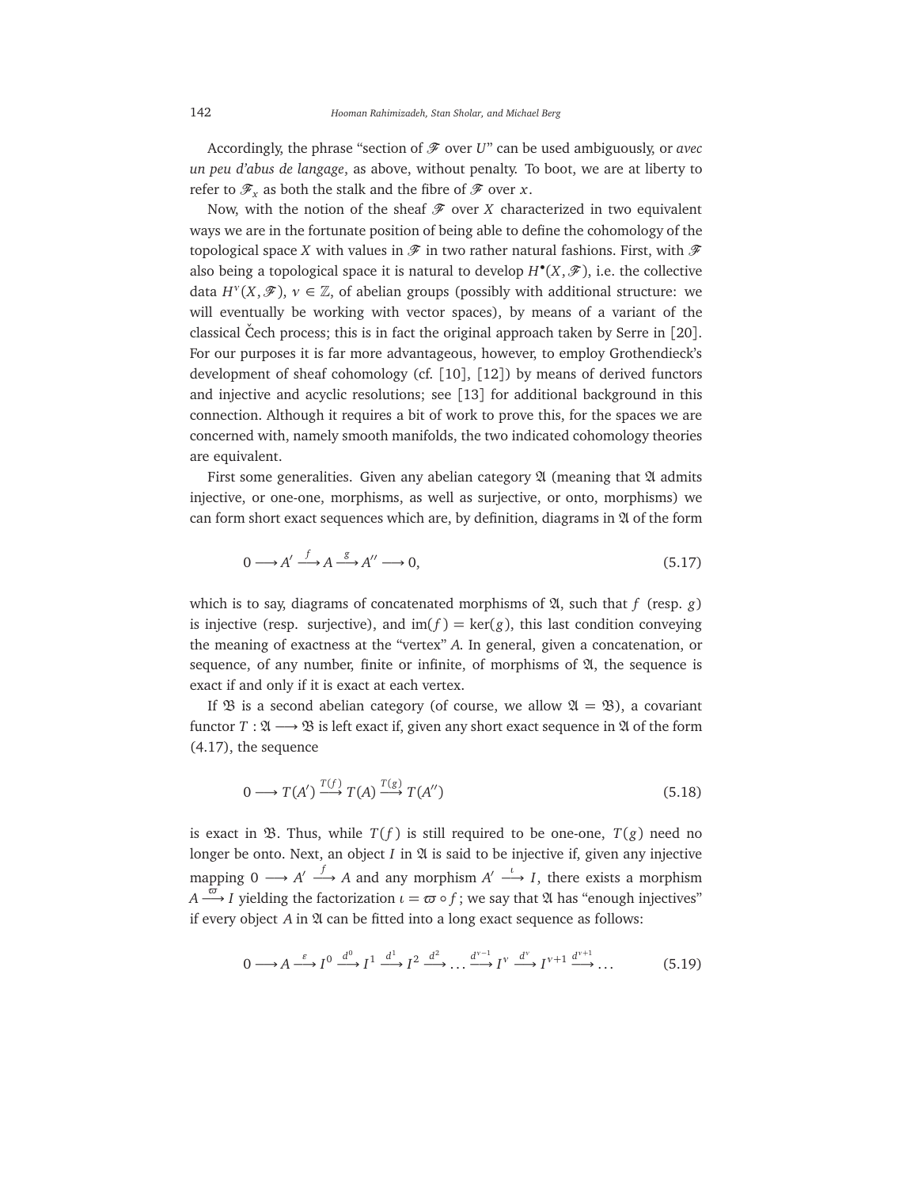Accordingly, the phrase "section of $\mathscr{F}$ over $U$" can be used ambiguously, or *avec un peu d'abus de langage*, as above, without penalty. To boot, we are at liberty to refer to $\mathscr{F}_x$ as both the stalk and the fibre of $\mathscr{F}$ over $x$.

Now, with the notion of the sheaf $\mathscr{F}$ over $X$ characterized in two equivalent ways we are in the fortunate position of being able to define the cohomology of the topological space $X$ with values in $\mathscr{F}$ in two rather natural fashions. First, with $\mathscr{F}$ also being a topological space it is natural to develop $H^\bullet(X, \mathscr{F})$, i.e. the collective data $H^\nu(X, \mathscr{F})$, $\nu \in \mathbb{Z}$, of abelian groups (possibly with additional structure: we will eventually be working with vector spaces), by means of a variant of the classical Čech process; this is in fact the original approach taken by Serre in [20]. For our purposes it is far more advantageous, however, to employ Grothendieck's development of sheaf cohomology (cf. [10], [12]) by means of derived functors and injective and acyclic resolutions; see [13] for additional background in this connection. Although it requires a bit of work to prove this, for the spaces we are concerned with, namely smooth manifolds, the two indicated cohomology theories are equivalent.

First some generalities. Given any abelian category $\mathfrak{A}$ (meaning that $\mathfrak{A}$ admits injective, or one-one, morphisms, as well as surjective, or onto, morphisms) we can form short exact sequences which are, by definition, diagrams in $\mathfrak{A}$ of the form

$$0 \longrightarrow A' \xrightarrow{f} A \xrightarrow{g} A'' \longrightarrow 0, \tag{5.17}$$

which is to say, diagrams of concatenated morphisms of $\mathfrak{A}$, such that $f$ (resp. $g$) is injective (resp. surjective), and $\operatorname{im}(f) = \ker(g)$, this last condition conveying the meaning of exactness at the "vertex" $A$. In general, given a concatenation, or sequence, of any number, finite or infinite, of morphisms of $\mathfrak{A}$, the sequence is exact if and only if it is exact at each vertex.

If $\mathfrak{B}$ is a second abelian category (of course, we allow $\mathfrak{A} = \mathfrak{B}$), a covariant functor $T : \mathfrak{A} \longrightarrow \mathfrak{B}$ is left exact if, given any short exact sequence in $\mathfrak{A}$ of the form (4.17), the sequence

$$0 \longrightarrow T(A') \xrightarrow{T(f)} T(A) \xrightarrow{T(g)} T(A'') \tag{5.18}$$

is exact in $\mathfrak{B}$. Thus, while $T(f)$ is still required to be one-one, $T(g)$ need no longer be onto. Next, an object $I$ in $\mathfrak{A}$ is said to be injective if, given any injective mapping $0 \longrightarrow A' \xrightarrow{f} A$ and any morphism $A' \xrightarrow{\iota} I$, there exists a morphism $A \xrightarrow{\varpi} I$ yielding the factorization $\iota = \varpi \circ f$; we say that $\mathfrak{A}$ has "enough injectives" if every object $A$ in $\mathfrak{A}$ can be fitted into a long exact sequence as follows:

$$0 \longrightarrow A \xrightarrow{\varepsilon} I^0 \xrightarrow{d^0} I^1 \xrightarrow{d^1} I^2 \xrightarrow{d^2} \dots \xrightarrow{d^{\nu-1}} I^\nu \xrightarrow{d^\nu} I^{\nu+1} \xrightarrow{d^{\nu+1}} \dots \tag{5.19}$$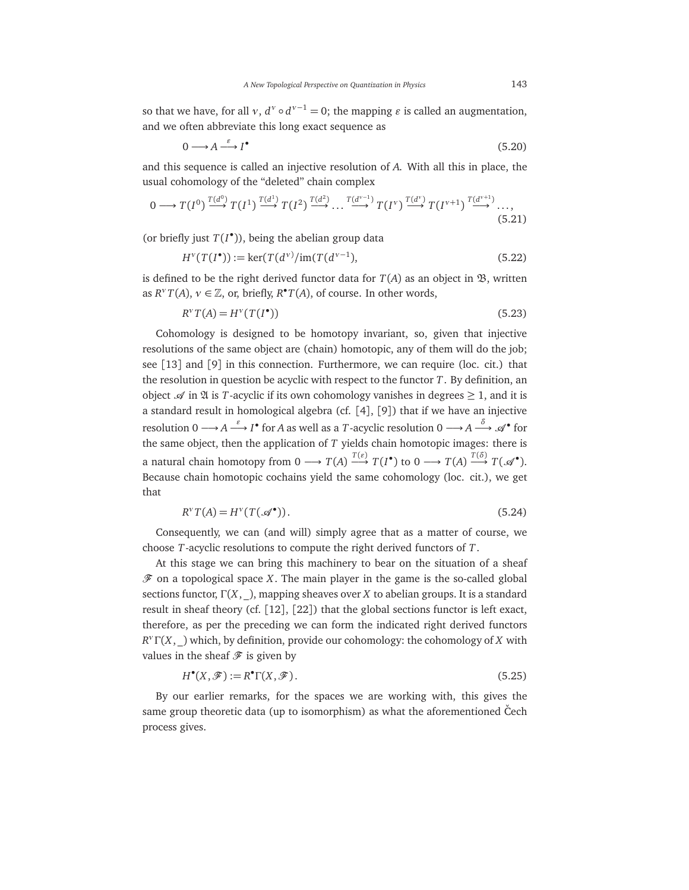so that we have, for all $\nu$, $d^{\nu} \circ d^{\nu-1} = 0$; the mapping $\varepsilon$ is called an augmentation, and we often abbreviate this long exact sequence as

$$0 \longrightarrow A \stackrel{\varepsilon}{\longrightarrow} I^{\bullet} \tag{5.20}$$

and this sequence is called an injective resolution of $A$. With all this in place, the usual cohomology of the "deleted" chain complex

$$0 \longrightarrow T(I^0) \stackrel{T(d^0)}{\longrightarrow} T(I^1) \stackrel{T(d^1)}{\longrightarrow} T(I^2) \stackrel{T(d^2)}{\longrightarrow} \dots \stackrel{T(d^{\nu-1})}{\longrightarrow} T(I^{\nu}) \stackrel{T(d^{\nu})}{\longrightarrow} T(I^{\nu+1}) \stackrel{T(d^{\nu+1})}{\longrightarrow} \dots, \tag{5.21}$$

(or briefly just $T(I^{\bullet})$), being the abelian group data

$$H^{\nu}(T(I^{\bullet})) := \ker(T(d^{\nu})/\mathrm{im}(T(d^{\nu-1}), \tag{5.22}$$

is defined to be the right derived functor data for $T(A)$ as an object in $\mathfrak{B}$, written as $R^{\nu}T(A)$, $\nu \in \mathbb{Z}$, or, briefly, $R^{\bullet}T(A)$, of course. In other words,

$$R^{\nu}T(A) = H^{\nu}(T(I^{\bullet})) \tag{5.23}$$

Cohomology is designed to be homotopy invariant, so, given that injective resolutions of the same object are (chain) homotopic, any of them will do the job; see [13] and [9] in this connection. Furthermore, we can require (loc. cit.) that the resolution in question be acyclic with respect to the functor $T$. By definition, an object $\mathscr{A}$ in $\mathfrak{A}$ is $T$-acyclic if its own cohomology vanishes in degrees $\geq 1$, and it is a standard result in homological algebra (cf. [4], [9]) that if we have an injective resolution $0 \longrightarrow A \stackrel{\varepsilon}{\longrightarrow} I^{\bullet}$ for $A$ as well as a $T$-acyclic resolution $0 \longrightarrow A \stackrel{\delta}{\longrightarrow} \mathscr{A}^{\bullet}$ for the same object, then the application of $T$ yields chain homotopic images: there is a natural chain homotopy from $0 \longrightarrow T(A) \stackrel{T(\varepsilon)}{\longrightarrow} T(I^{\bullet})$ to $0 \longrightarrow T(A) \stackrel{T(\delta)}{\longrightarrow} T(\mathscr{A}^{\bullet})$. Because chain homotopic cochains yield the same cohomology (loc. cit.), we get that

$$R^{\nu}T(A) = H^{\nu}(T(\mathscr{A}^{\bullet}))\,. \tag{5.24}$$

Consequently, we can (and will) simply agree that as a matter of course, we choose $T$-acyclic resolutions to compute the right derived functors of $T$.

At this stage we can bring this machinery to bear on the situation of a sheaf $\mathscr{F}$ on a topological space $X$. The main player in the game is the so-called global sections functor, $\Gamma(X, \_)$, mapping sheaves over $X$ to abelian groups. It is a standard result in sheaf theory (cf. [12], [22]) that the global sections functor is left exact, therefore, as per the preceding we can form the indicated right derived functors $R^{\nu}\Gamma(X, \_)$ which, by definition, provide our cohomology: the cohomology of $X$ with values in the sheaf $\mathscr{F}$ is given by

$$H^{\bullet}(X, \mathscr{F}) := R^{\bullet}\Gamma(X, \mathscr{F})\,. \tag{5.25}$$

By our earlier remarks, for the spaces we are working with, this gives the same group theoretic data (up to isomorphism) as what the aforementioned Čech process gives.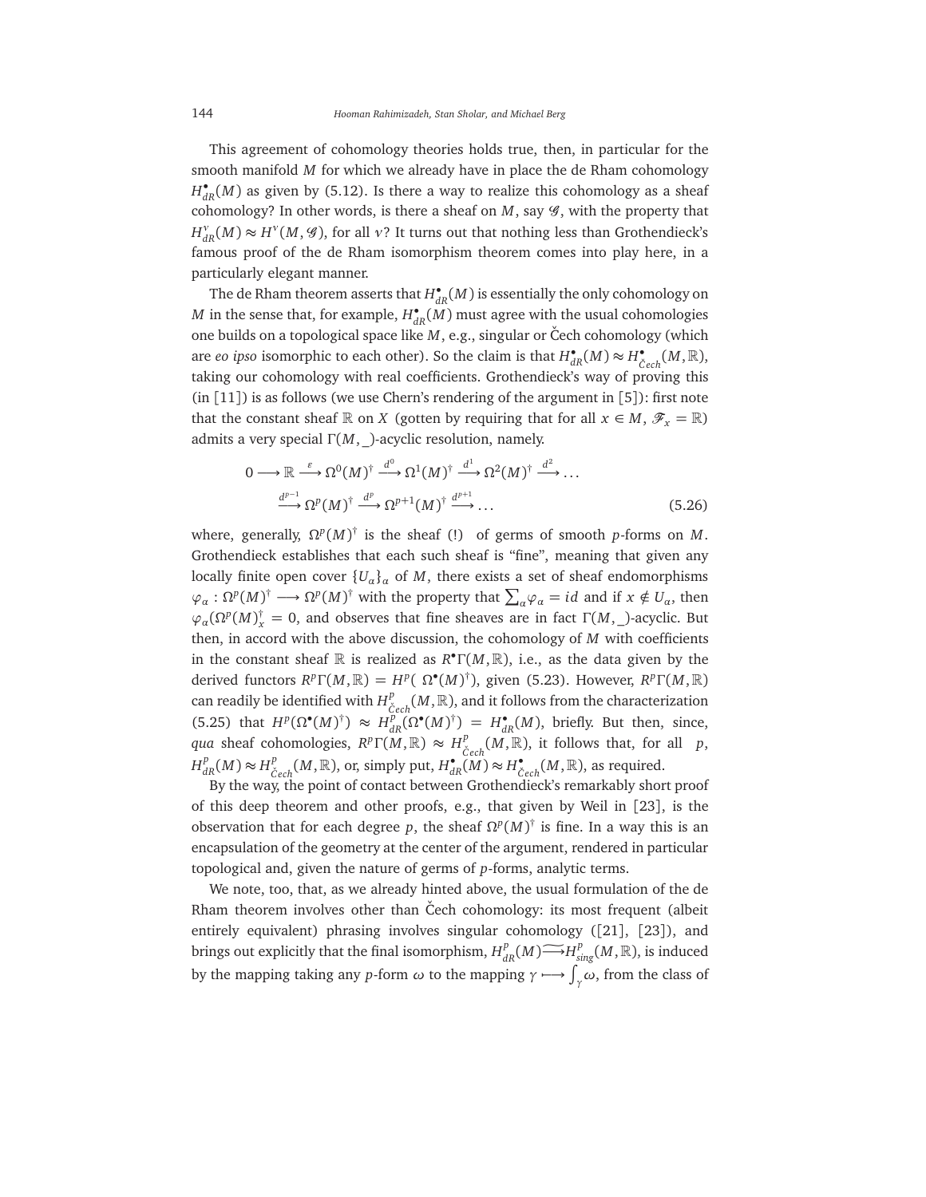This agreement of cohomology theories holds true, then, in particular for the smooth manifold $M$ for which we already have in place the de Rham cohomology $H^{\bullet}_{dR}(M)$ as given by (5.12). Is there a way to realize this cohomology as a sheaf cohomology? In other words, is there a sheaf on $M$, say $\mathscr{G}$, with the property that $H^{\nu}_{dR}(M) \approx H^{\nu}(M, \mathscr{G})$, for all $\nu$? It turns out that nothing less than Grothendieck's famous proof of the de Rham isomorphism theorem comes into play here, in a particularly elegant manner.

The de Rham theorem asserts that $H^{\bullet}_{dR}(M)$ is essentially the only cohomology on $M$ in the sense that, for example, $H^{\bullet}_{dR}(M)$ must agree with the usual cohomologies one builds on a topological space like $M$, e.g., singular or Čech cohomology (which are *eo ipso* isomorphic to each other). So the claim is that $H^{\bullet}_{dR}(M) \approx H^{\bullet}_{\check{C}ech}(M, \mathbb{R})$, taking our cohomology with real coefficients. Grothendieck's way of proving this (in [11]) is as follows (we use Chern's rendering of the argument in [5]): first note that the constant sheaf $\mathbb{R}$ on $X$ (gotten by requiring that for all $x \in M$, $\mathscr{F}_x = \mathbb{R}$) admits a very special $\Gamma(M, \_)$-acyclic resolution, namely.

$$
\begin{aligned}
0 \longrightarrow \mathbb{R} \xrightarrow{\ \varepsilon\ } \Omega^0(M)^{\dagger} \xrightarrow{\ d^0\ } \Omega^1(M)^{\dagger} \xrightarrow{\ d^1\ } \Omega^2(M)^{\dagger} \xrightarrow{\ d^2\ } \dots \\
\xrightarrow{\ d^{p-1}\ } \Omega^p(M)^{\dagger} \xrightarrow{\ d^p\ } \Omega^{p+1}(M)^{\dagger} \xrightarrow{\ d^{p+1}\ } \dots
\end{aligned}
\tag{5.26}
$$

where, generally, $\Omega^p(M)^{\dagger}$ is the sheaf (!) of germs of smooth $p$-forms on $M$. Grothendieck establishes that each such sheaf is "fine", meaning that given any locally finite open cover $\{U_\alpha\}_\alpha$ of $M$, there exists a set of sheaf endomorphisms $\varphi_\alpha : \Omega^p(M)^{\dagger} \longrightarrow \Omega^p(M)^{\dagger}$ with the property that $\sum_\alpha \varphi_\alpha = id$ and if $x \notin U_\alpha$, then $\varphi_\alpha(\Omega^p(M)^{\dagger}_x = 0$, and observes that fine sheaves are in fact $\Gamma(M, \_)$-acyclic. But then, in accord with the above discussion, the cohomology of $M$ with coefficients in the constant sheaf $\mathbb{R}$ is realized as $R^{\bullet}\Gamma(M, \mathbb{R})$, i.e., as the data given by the derived functors $R^p\Gamma(M, \mathbb{R}) = H^p(\ \Omega^{\bullet}(M)^{\dagger})$, given (5.23). However, $R^p\Gamma(M, \mathbb{R})$ can readily be identified with $H^p_{\check{C}ech}(M, \mathbb{R})$, and it follows from the characterization (5.25) that $H^p(\Omega^{\bullet}(M)^{\dagger}) \approx H^p_{dR}(\Omega^{\bullet}(M)^{\dagger}) = H^{\bullet}_{dR}(M)$, briefly. But then, since, *qua* sheaf cohomologies, $R^p\Gamma(M, \mathbb{R}) \approx H^p_{\check{C}ech}(M, \mathbb{R})$, it follows that, for all $p$, $H^p_{dR}(M) \approx H^p_{\check{C}ech}(M, \mathbb{R})$, or, simply put, $H^{\bullet}_{dR}(M) \approx H^{\bullet}_{\check{C}ech}(M, \mathbb{R})$, as required.

By the way, the point of contact between Grothendieck's remarkably short proof of this deep theorem and other proofs, e.g., that given by Weil in [23], is the observation that for each degree $p$, the sheaf $\Omega^p(M)^{\dagger}$ is fine. In a way this is an encapsulation of the geometry at the center of the argument, rendered in particular topological and, given the nature of germs of $p$-forms, analytic terms.

We note, too, that, as we already hinted above, the usual formulation of the de Rham theorem involves other than Čech cohomology: its most frequent (albeit entirely equivalent) phrasing involves singular cohomology ([21], [23]), and brings out explicitly that the final isomorphism, $H^p_{dR}(M) \xrightarrow{\sim} H^p_{sing}(M, \mathbb{R})$, is induced by the mapping taking any $p$-form $\omega$ to the mapping $\gamma \longmapsto \int_\gamma \omega$, from the class of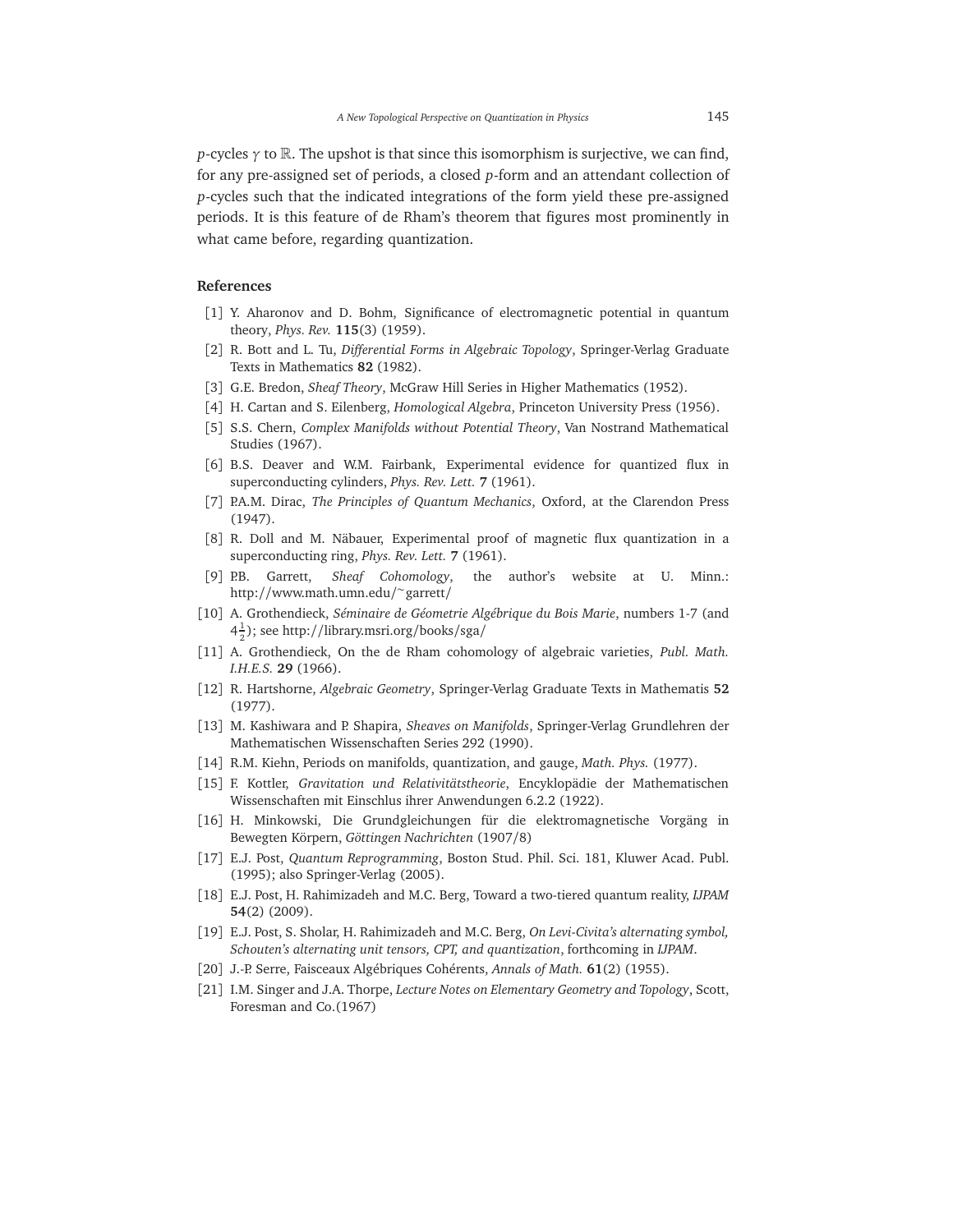$p$-cycles $\gamma$ to $\mathbb{R}$. The upshot is that since this isomorphism is surjective, we can find, for any pre-assigned set of periods, a closed $p$-form and an attendant collection of $p$-cycles such that the indicated integrations of the form yield these pre-assigned periods. It is this feature of de Rham's theorem that figures most prominently in what came before, regarding quantization.

## References

[1] Y. Aharonov and D. Bohm, Significance of electromagnetic potential in quantum theory, *Phys. Rev.* **115**(3) (1959).

[2] R. Bott and L. Tu, *Differential Forms in Algebraic Topology*, Springer-Verlag Graduate Texts in Mathematics **82** (1982).

[3] G.E. Bredon, *Sheaf Theory*, McGraw Hill Series in Higher Mathematics (1952).

[4] H. Cartan and S. Eilenberg, *Homological Algebra*, Princeton University Press (1956).

[5] S.S. Chern, *Complex Manifolds without Potential Theory*, Van Nostrand Mathematical Studies (1967).

[6] B.S. Deaver and W.M. Fairbank, Experimental evidence for quantized flux in superconducting cylinders, *Phys. Rev. Lett.* **7** (1961).

[7] P.A.M. Dirac, *The Principles of Quantum Mechanics*, Oxford, at the Clarendon Press (1947).

[8] R. Doll and M. Näbauer, Experimental proof of magnetic flux quantization in a superconducting ring, *Phys. Rev. Lett.* **7** (1961).

[9] P.B. Garrett, *Sheaf Cohomology*, the author's website at U. Minn.: http://www.math.umn.edu/~garrett/

[10] A. Grothendieck, *Séminaire de Géometrie Algébrique du Bois Marie*, numbers 1-7 (and $4\frac{1}{2}$); see http://library.msri.org/books/sga/

[11] A. Grothendieck, On the de Rham cohomology of algebraic varieties, *Publ. Math. I.H.E.S.* **29** (1966).

[12] R. Hartshorne, *Algebraic Geometry*, Springer-Verlag Graduate Texts in Mathematis **52** (1977).

[13] M. Kashiwara and P. Shapira, *Sheaves on Manifolds*, Springer-Verlag Grundlehren der Mathematischen Wissenschaften Series 292 (1990).

[14] R.M. Kiehn, Periods on manifolds, quantization, and gauge, *Math. Phys.* (1977).

[15] F. Kottler, *Gravitation und Relativitätstheorie*, Encyklopädie der Mathematischen Wissenschaften mit Einschlus ihrer Anwendungen 6.2.2 (1922).

[16] H. Minkowski, Die Grundgleichungen für die elektromagnetische Vorgäng in Bewegten Körpern, *Göttingen Nachrichten* (1907/8)

[17] E.J. Post, *Quantum Reprogramming*, Boston Stud. Phil. Sci. 181, Kluwer Acad. Publ. (1995); also Springer-Verlag (2005).

[18] E.J. Post, H. Rahimizadeh and M.C. Berg, Toward a two-tiered quantum reality, *IJPAM* **54**(2) (2009).

[19] E.J. Post, S. Sholar, H. Rahimizadeh and M.C. Berg, *On Levi-Civita's alternating symbol, Schouten's alternating unit tensors, CPT, and quantization*, forthcoming in *IJPAM*.

[20] J.-P. Serre, Faisceaux Algébriques Cohérents, *Annals of Math.* **61**(2) (1955).

[21] I.M. Singer and J.A. Thorpe, *Lecture Notes on Elementary Geometry and Topology*, Scott, Foresman and Co.(1967)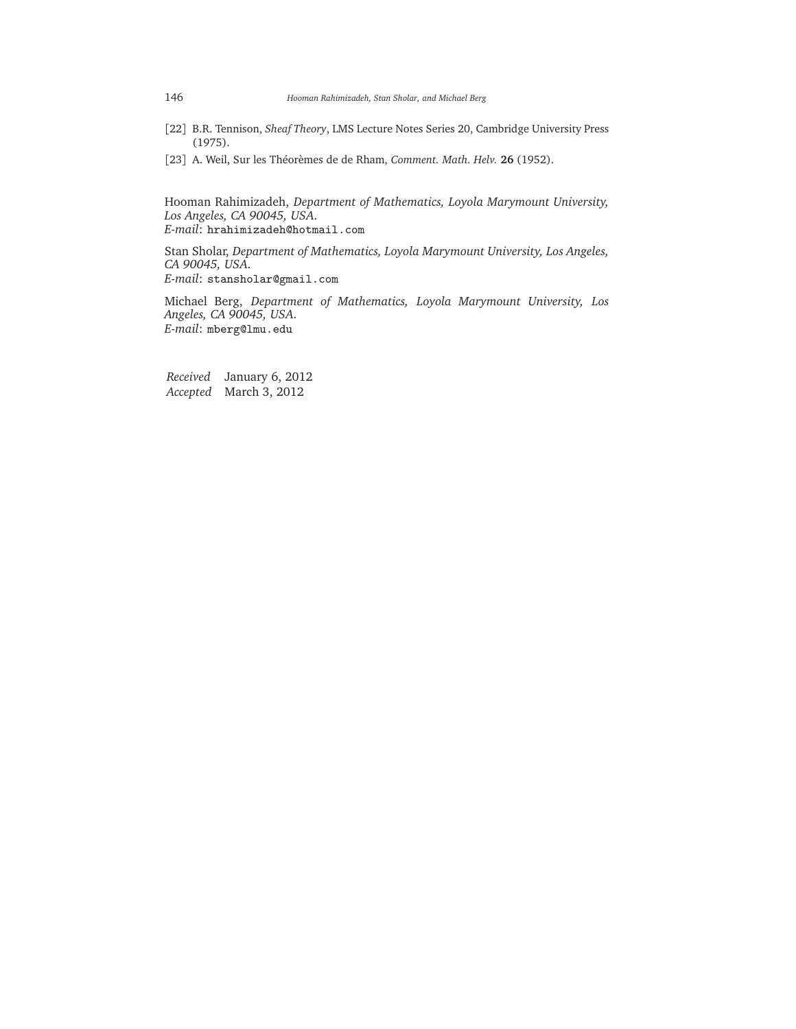[22] B.R. Tennison, *Sheaf Theory*, LMS Lecture Notes Series 20, Cambridge University Press (1975).

[23] A. Weil, Sur les Théorèmes de de Rham, *Comment. Math. Helv.* **26** (1952).

Hooman Rahimizadeh, *Department of Mathematics, Loyola Marymount University, Los Angeles, CA 90045, USA*.
*E-mail*: `hrahimizadeh@hotmail.com`

Stan Sholar, *Department of Mathematics, Loyola Marymount University, Los Angeles, CA 90045, USA*.
*E-mail*: `stansholar@gmail.com`

Michael Berg, *Department of Mathematics, Loyola Marymount University, Los Angeles, CA 90045, USA*.
*E-mail*: `mberg@lmu.edu`

*Received* January 6, 2012
*Accepted* March 3, 2012